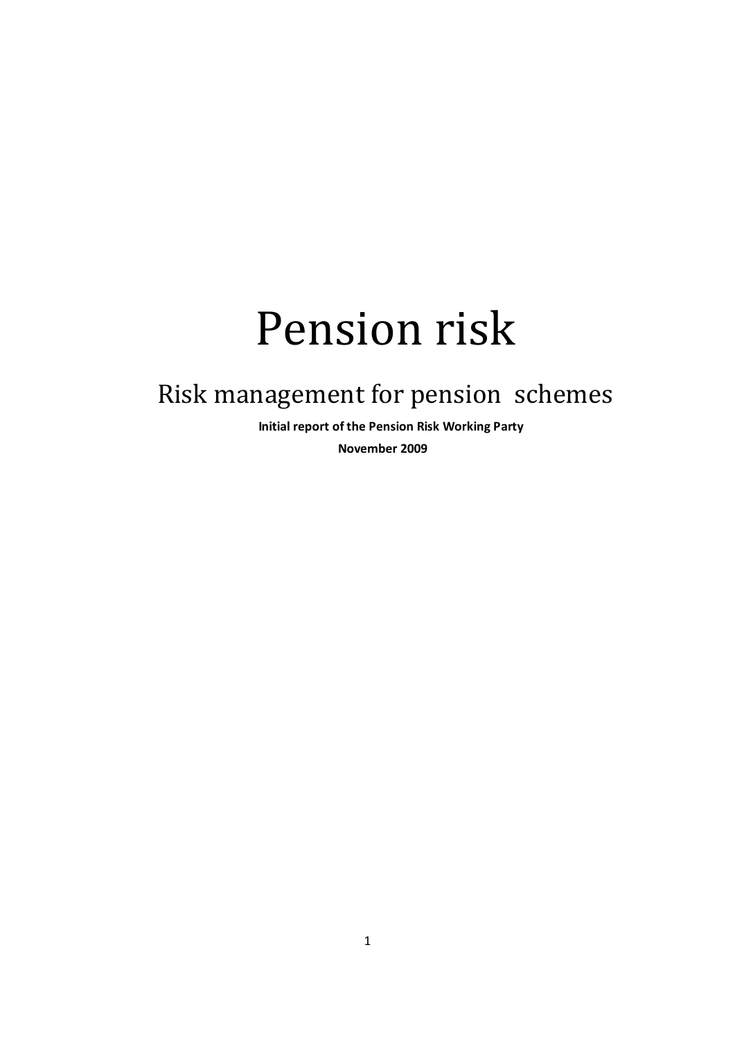# Pension risk

## Risk management for pension schemes

**Initial report of the Pension Risk Working Party**

**November 2009**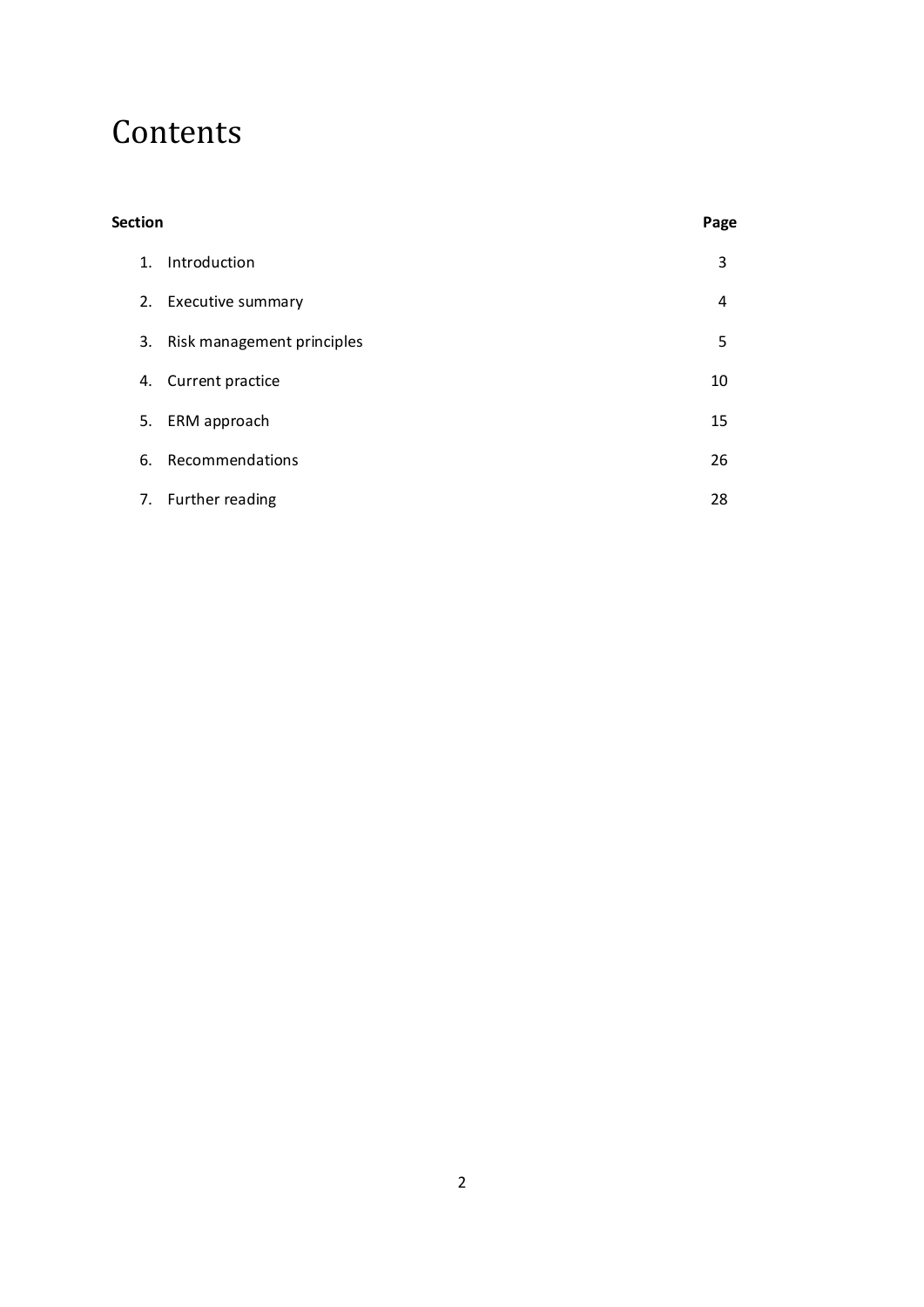# Contents

| Section | | Page |
|---|---|---|
| 1. | Introduction | 3 |
| 2. | Executive summary | 4 |
| 3. | Risk management principles | 5 |
| 4. | Current practice | 10 |
| 5. | ERM approach | 15 |
| 6. | Recommendations | 26 |
| 7. | Further reading | 28 |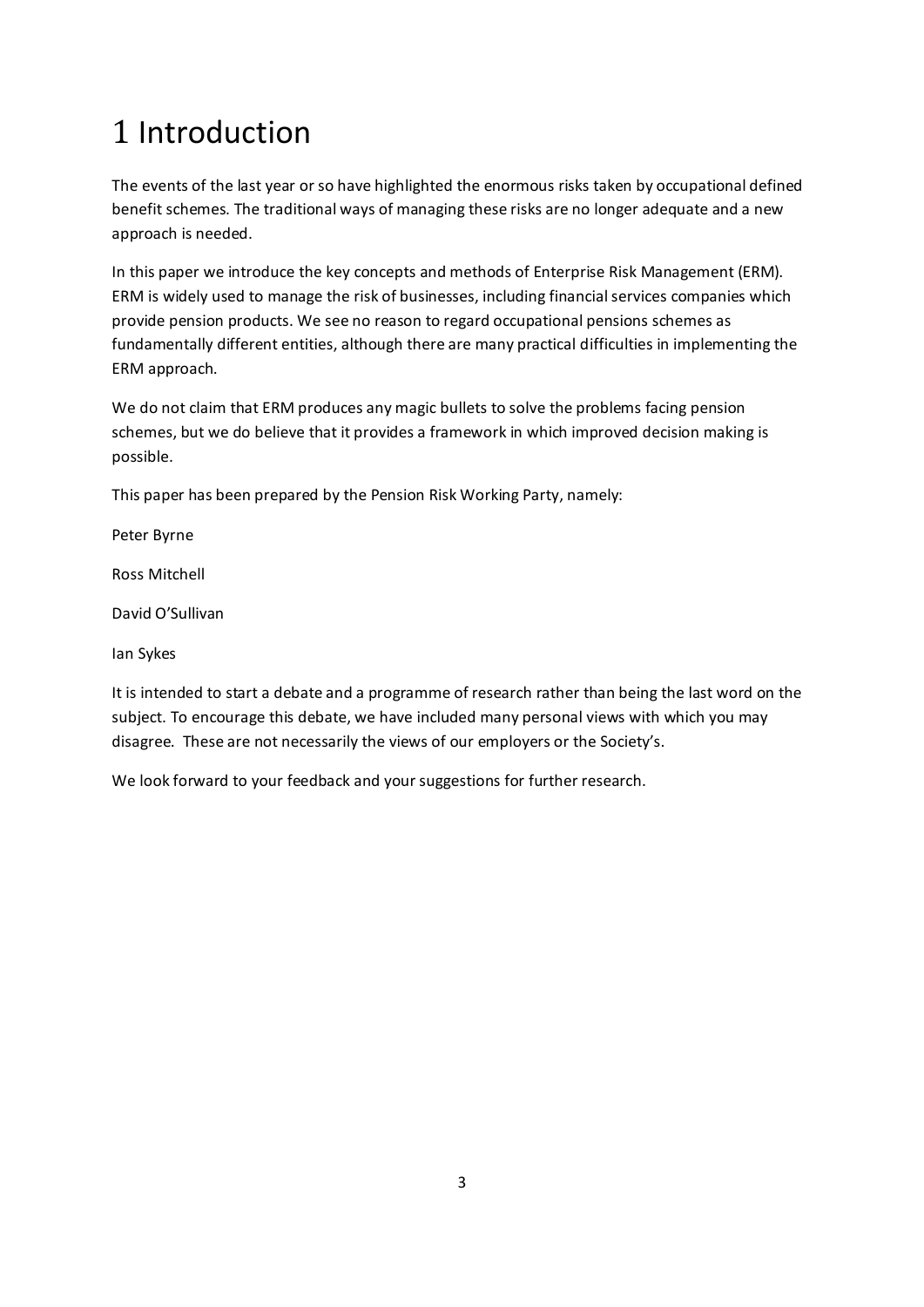# 1 Introduction

The events of the last year or so have highlighted the enormous risks taken by occupational defined benefit schemes. The traditional ways of managing these risks are no longer adequate and a new approach is needed.

In this paper we introduce the key concepts and methods of Enterprise Risk Management (ERM). ERM is widely used to manage the risk of businesses, including financial services companies which provide pension products. We see no reason to regard occupational pensions schemes as fundamentally different entities, although there are many practical difficulties in implementing the ERM approach.

We do not claim that ERM produces any magic bullets to solve the problems facing pension schemes, but we do believe that it provides a framework in which improved decision making is possible.

This paper has been prepared by the Pension Risk Working Party, namely:

Peter Byrne

Ross Mitchell

David O'Sullivan

Ian Sykes

It is intended to start a debate and a programme of research rather than being the last word on the subject. To encourage this debate, we have included many personal views with which you may disagree. These are not necessarily the views of our employers or the Society's.

We look forward to your feedback and your suggestions for further research.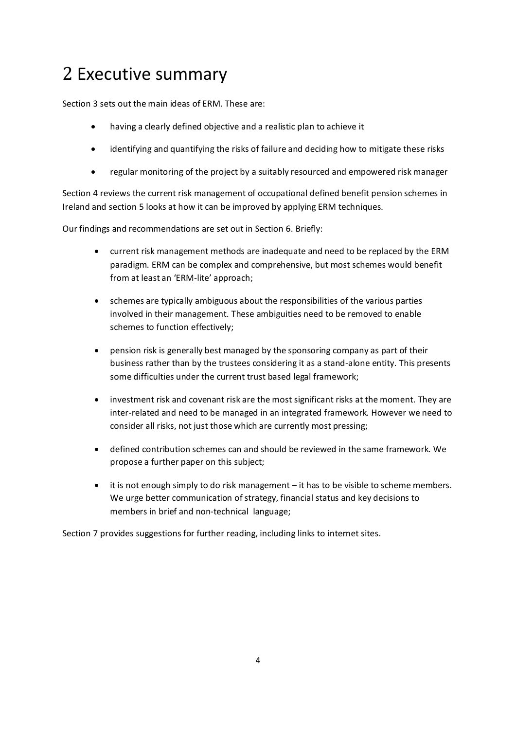# 2 Executive summary

Section 3 sets out the main ideas of ERM. These are:

- having a clearly defined objective and a realistic plan to achieve it
- identifying and quantifying the risks of failure and deciding how to mitigate these risks
- regular monitoring of the project by a suitably resourced and empowered risk manager

Section 4 reviews the current risk management of occupational defined benefit pension schemes in Ireland and section 5 looks at how it can be improved by applying ERM techniques.

Our findings and recommendations are set out in Section 6. Briefly:

- current risk management methods are inadequate and need to be replaced by the ERM paradigm. ERM can be complex and comprehensive, but most schemes would benefit from at least an 'ERM-lite' approach;
- schemes are typically ambiguous about the responsibilities of the various parties involved in their management. These ambiguities need to be removed to enable schemes to function effectively;
- pension risk is generally best managed by the sponsoring company as part of their business rather than by the trustees considering it as a stand-alone entity. This presents some difficulties under the current trust based legal framework;
- investment risk and covenant risk are the most significant risks at the moment. They are inter-related and need to be managed in an integrated framework. However we need to consider all risks, not just those which are currently most pressing;
- defined contribution schemes can and should be reviewed in the same framework. We propose a further paper on this subject;
- it is not enough simply to do risk management – it has to be visible to scheme members. We urge better communication of strategy, financial status and key decisions to members in brief and non-technical language;

Section 7 provides suggestions for further reading, including links to internet sites.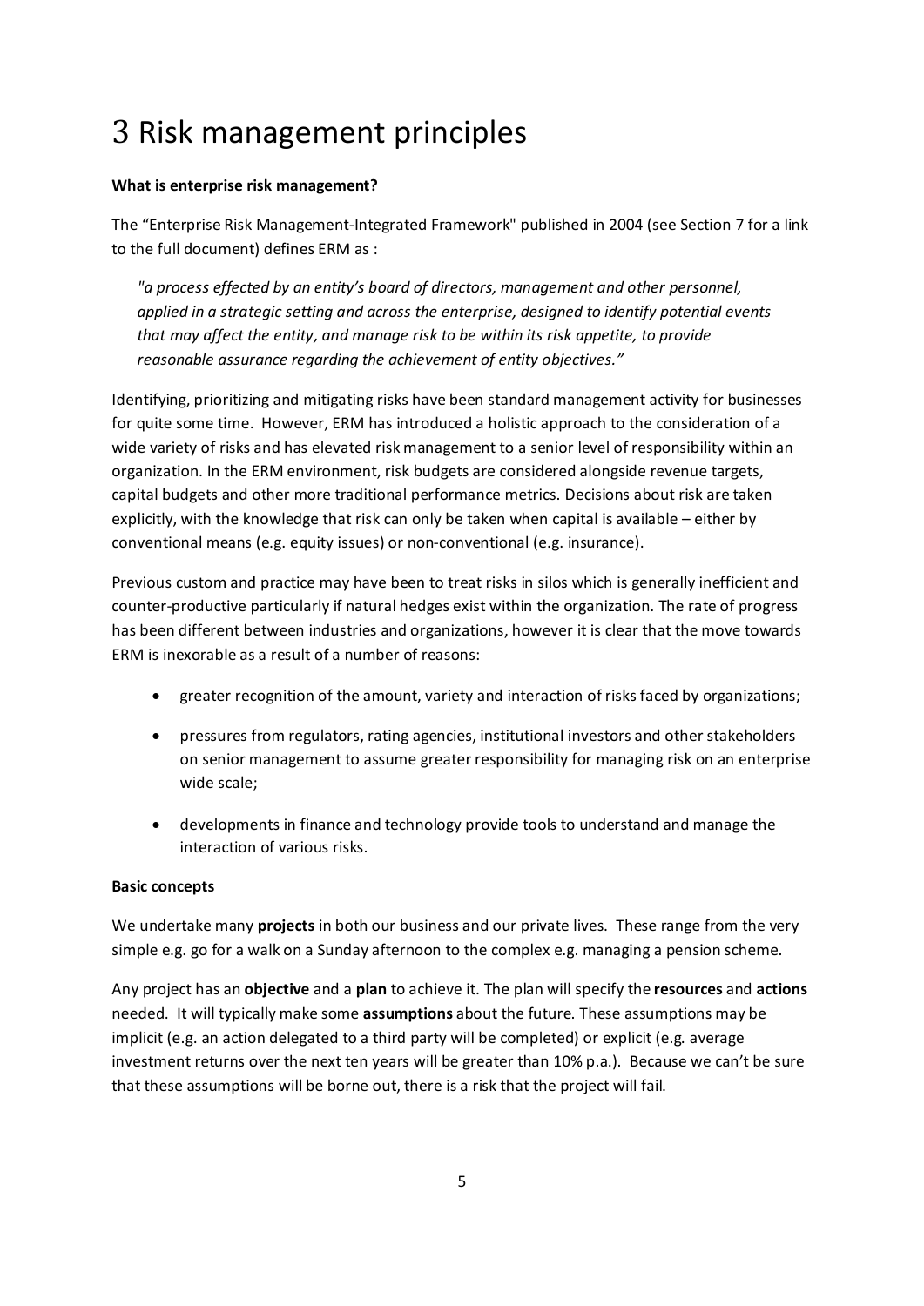# 3 Risk management principles

**What is enterprise risk management?**

The “Enterprise Risk Management-Integrated Framework" published in 2004 (see Section 7 for a link to the full document) defines ERM as :

> *"a process effected by an entity’s board of directors, management and other personnel, applied in a strategic setting and across the enterprise, designed to identify potential events that may affect the entity, and manage risk to be within its risk appetite, to provide reasonable assurance regarding the achievement of entity objectives.”*

Identifying, prioritizing and mitigating risks have been standard management activity for businesses for quite some time. However, ERM has introduced a holistic approach to the consideration of a wide variety of risks and has elevated risk management to a senior level of responsibility within an organization. In the ERM environment, risk budgets are considered alongside revenue targets, capital budgets and other more traditional performance metrics. Decisions about risk are taken explicitly, with the knowledge that risk can only be taken when capital is available – either by conventional means (e.g. equity issues) or non-conventional (e.g. insurance).

Previous custom and practice may have been to treat risks in silos which is generally inefficient and counter-productive particularly if natural hedges exist within the organization. The rate of progress has been different between industries and organizations, however it is clear that the move towards ERM is inexorable as a result of a number of reasons:

- greater recognition of the amount, variety and interaction of risks faced by organizations;
- pressures from regulators, rating agencies, institutional investors and other stakeholders on senior management to assume greater responsibility for managing risk on an enterprise wide scale;
- developments in finance and technology provide tools to understand and manage the interaction of various risks.

**Basic concepts**

We undertake many **projects** in both our business and our private lives. These range from the very simple e.g. go for a walk on a Sunday afternoon to the complex e.g. managing a pension scheme.

Any project has an **objective** and a **plan** to achieve it. The plan will specify the **resources** and **actions** needed. It will typically make some **assumptions** about the future. These assumptions may be implicit (e.g. an action delegated to a third party will be completed) or explicit (e.g. average investment returns over the next ten years will be greater than 10% p.a.). Because we can’t be sure that these assumptions will be borne out, there is a risk that the project will fail.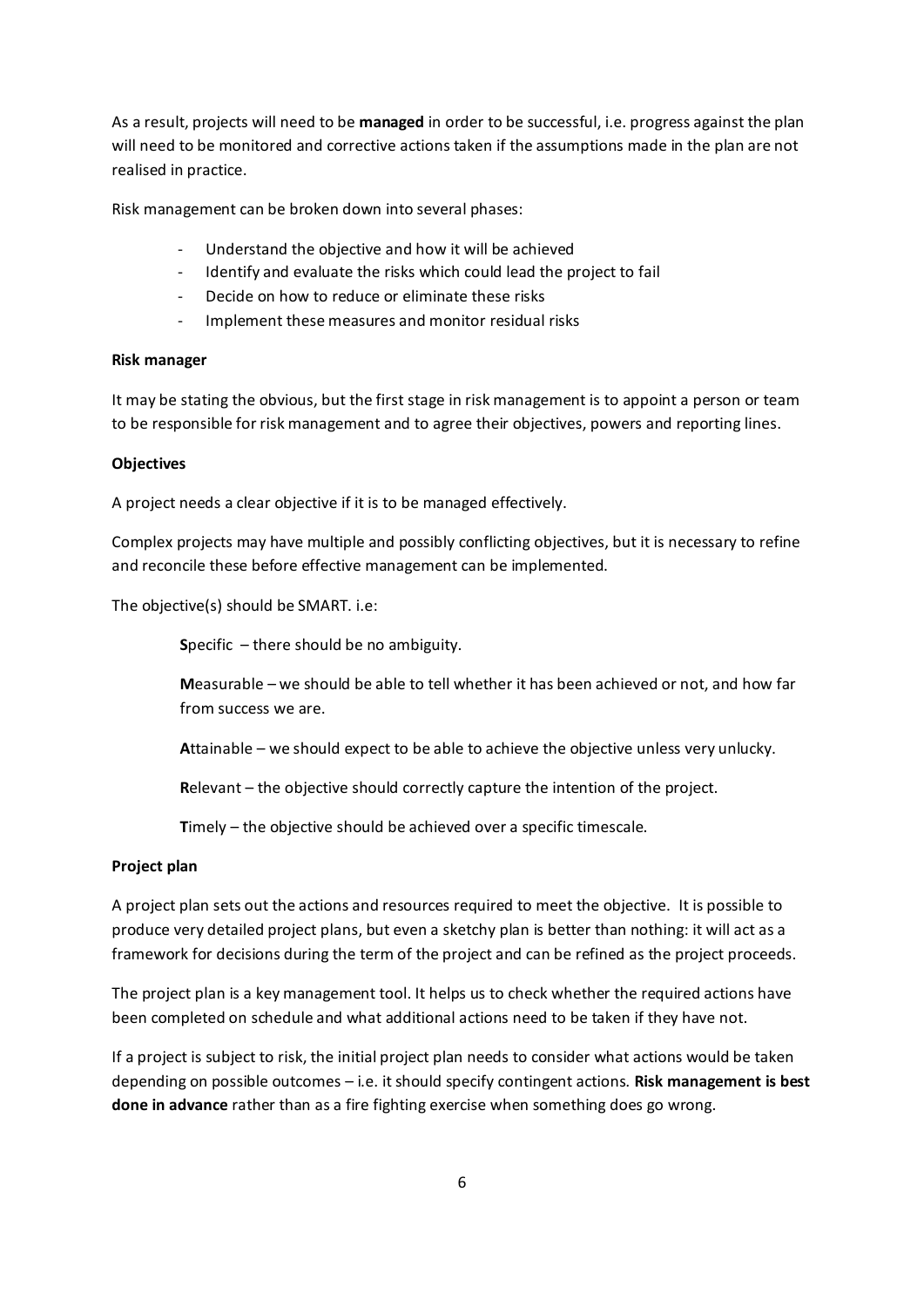As a result, projects will need to be **managed** in order to be successful, i.e. progress against the plan will need to be monitored and corrective actions taken if the assumptions made in the plan are not realised in practice.

Risk management can be broken down into several phases:

- Understand the objective and how it will be achieved
- Identify and evaluate the risks which could lead the project to fail
- Decide on how to reduce or eliminate these risks
- Implement these measures and monitor residual risks

**Risk manager**

It may be stating the obvious, but the first stage in risk management is to appoint a person or team to be responsible for risk management and to agree their objectives, powers and reporting lines.

**Objectives**

A project needs a clear objective if it is to be managed effectively.

Complex projects may have multiple and possibly conflicting objectives, but it is necessary to refine and reconcile these before effective management can be implemented.

The objective(s) should be SMART. i.e:

> **S**pecific – there should be no ambiguity.
>
> **M**easurable – we should be able to tell whether it has been achieved or not, and how far from success we are.
>
> **A**ttainable – we should expect to be able to achieve the objective unless very unlucky.
>
> **R**elevant – the objective should correctly capture the intention of the project.
>
> **T**imely – the objective should be achieved over a specific timescale.

**Project plan**

A project plan sets out the actions and resources required to meet the objective. It is possible to produce very detailed project plans, but even a sketchy plan is better than nothing: it will act as a framework for decisions during the term of the project and can be refined as the project proceeds.

The project plan is a key management tool. It helps us to check whether the required actions have been completed on schedule and what additional actions need to be taken if they have not.

If a project is subject to risk, the initial project plan needs to consider what actions would be taken depending on possible outcomes – i.e. it should specify contingent actions. **Risk management is best done in advance** rather than as a fire fighting exercise when something does go wrong.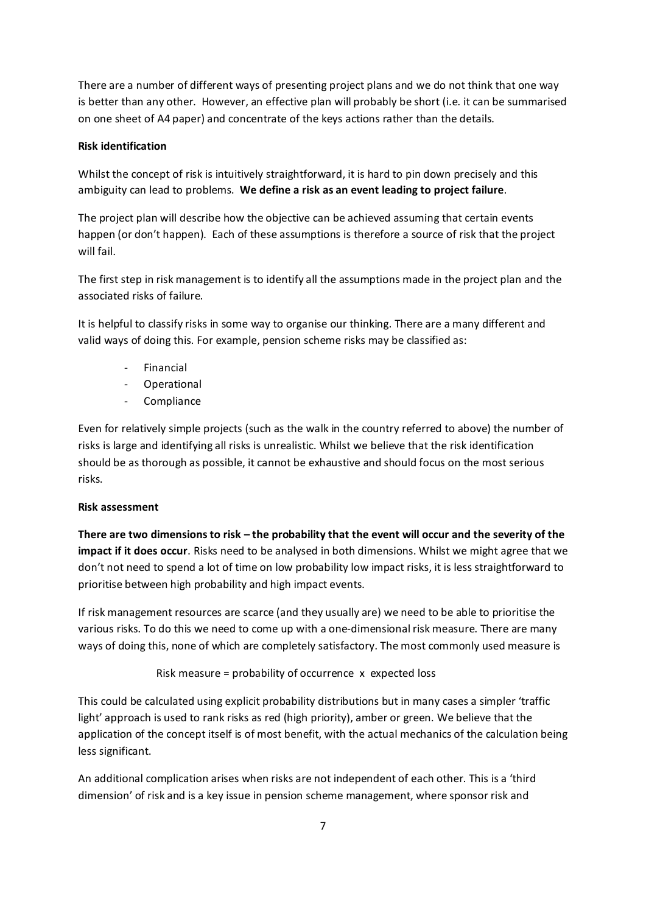There are a number of different ways of presenting project plans and we do not think that one way is better than any other. However, an effective plan will probably be short (i.e. it can be summarised on one sheet of A4 paper) and concentrate of the keys actions rather than the details.

**Risk identification**

Whilst the concept of risk is intuitively straightforward, it is hard to pin down precisely and this ambiguity can lead to problems. **We define a risk as an event leading to project failure**.

The project plan will describe how the objective can be achieved assuming that certain events happen (or don't happen). Each of these assumptions is therefore a source of risk that the project will fail.

The first step in risk management is to identify all the assumptions made in the project plan and the associated risks of failure.

It is helpful to classify risks in some way to organise our thinking. There are a many different and valid ways of doing this. For example, pension scheme risks may be classified as:

- Financial
- Operational
- Compliance

Even for relatively simple projects (such as the walk in the country referred to above) the number of risks is large and identifying all risks is unrealistic. Whilst we believe that the risk identification should be as thorough as possible, it cannot be exhaustive and should focus on the most serious risks.

**Risk assessment**

**There are two dimensions to risk – the probability that the event will occur and the severity of the impact if it does occur**. Risks need to be analysed in both dimensions. Whilst we might agree that we don't not need to spend a lot of time on low probability low impact risks, it is less straightforward to prioritise between high probability and high impact events.

If risk management resources are scarce (and they usually are) we need to be able to prioritise the various risks. To do this we need to come up with a one-dimensional risk measure. There are many ways of doing this, none of which are completely satisfactory. The most commonly used measure is

Risk measure = probability of occurrence x expected loss

This could be calculated using explicit probability distributions but in many cases a simpler 'traffic light' approach is used to rank risks as red (high priority), amber or green. We believe that the application of the concept itself is of most benefit, with the actual mechanics of the calculation being less significant.

An additional complication arises when risks are not independent of each other. This is a 'third dimension' of risk and is a key issue in pension scheme management, where sponsor risk and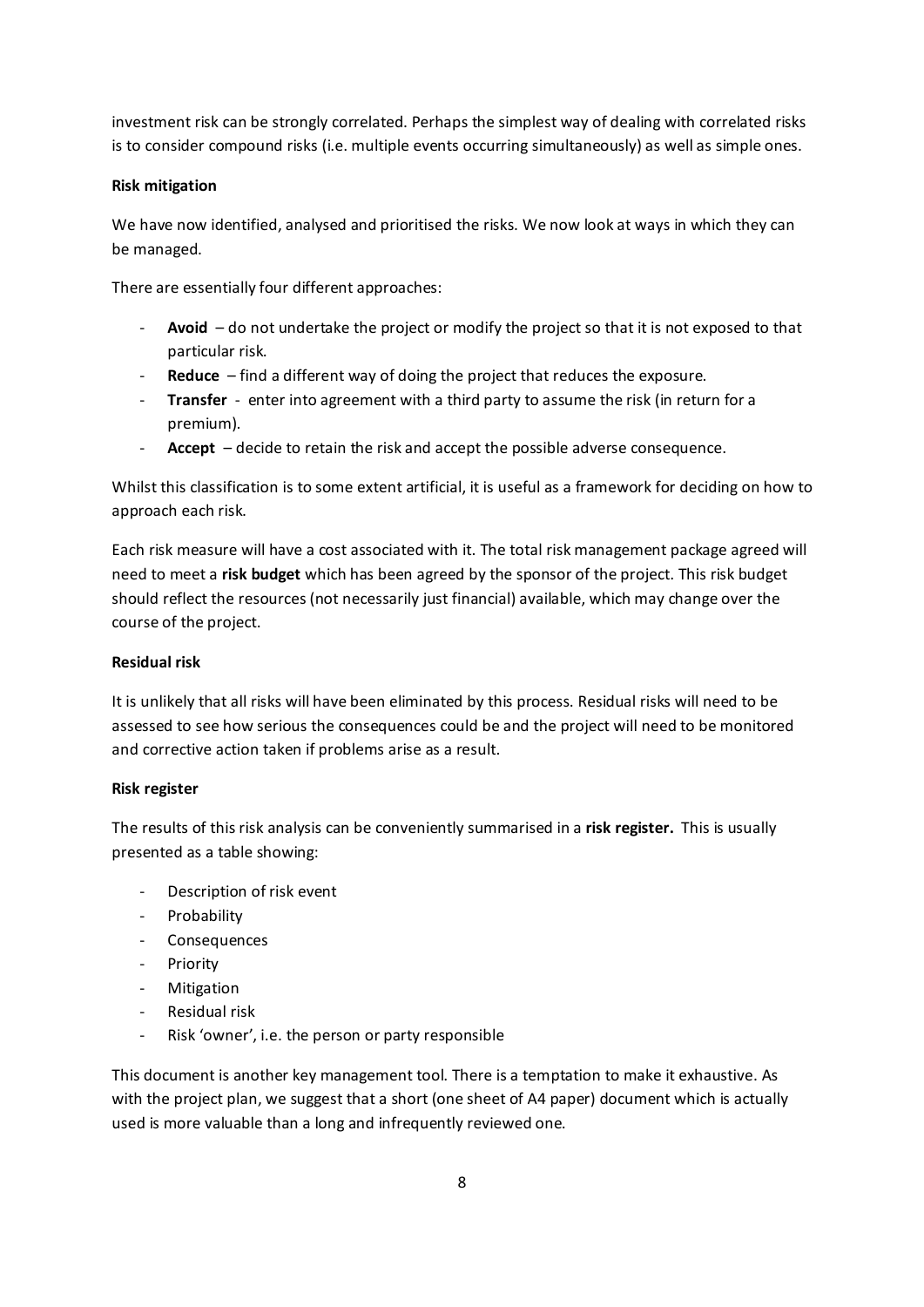investment risk can be strongly correlated. Perhaps the simplest way of dealing with correlated risks is to consider compound risks (i.e. multiple events occurring simultaneously) as well as simple ones.

**Risk mitigation**

We have now identified, analysed and prioritised the risks. We now look at ways in which they can be managed.

There are essentially four different approaches:

- **Avoid** – do not undertake the project or modify the project so that it is not exposed to that particular risk.
- **Reduce** – find a different way of doing the project that reduces the exposure.
- **Transfer** - enter into agreement with a third party to assume the risk (in return for a premium).
- **Accept** – decide to retain the risk and accept the possible adverse consequence.

Whilst this classification is to some extent artificial, it is useful as a framework for deciding on how to approach each risk.

Each risk measure will have a cost associated with it. The total risk management package agreed will need to meet a **risk budget** which has been agreed by the sponsor of the project. This risk budget should reflect the resources (not necessarily just financial) available, which may change over the course of the project.

**Residual risk**

It is unlikely that all risks will have been eliminated by this process. Residual risks will need to be assessed to see how serious the consequences could be and the project will need to be monitored and corrective action taken if problems arise as a result.

**Risk register**

The results of this risk analysis can be conveniently summarised in a **risk register.** This is usually presented as a table showing:

- Description of risk event
- Probability
- Consequences
- Priority
- Mitigation
- Residual risk
- Risk 'owner', i.e. the person or party responsible

This document is another key management tool. There is a temptation to make it exhaustive. As with the project plan, we suggest that a short (one sheet of A4 paper) document which is actually used is more valuable than a long and infrequently reviewed one.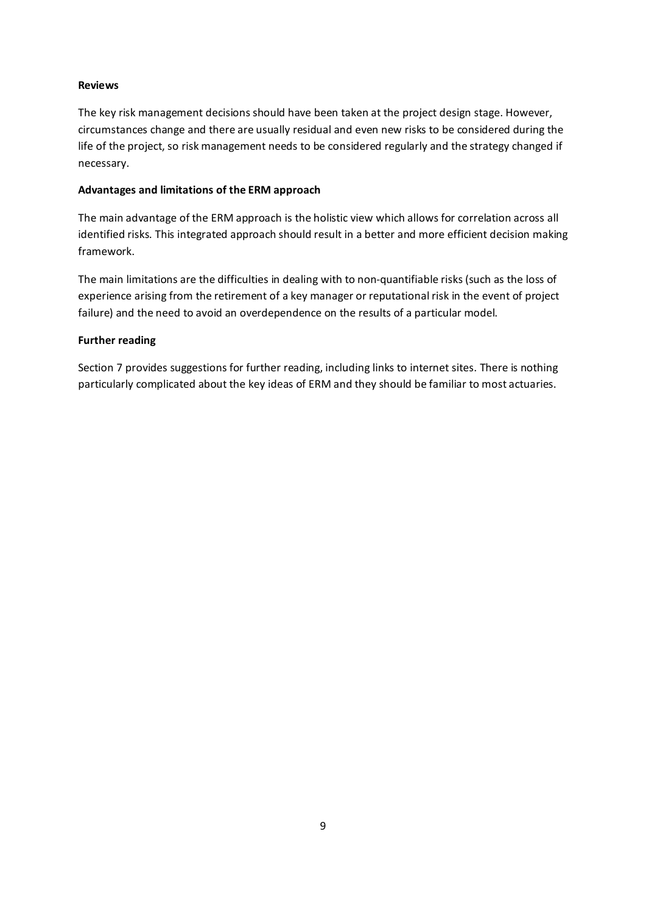**Reviews**

The key risk management decisions should have been taken at the project design stage. However, circumstances change and there are usually residual and even new risks to be considered during the life of the project, so risk management needs to be considered regularly and the strategy changed if necessary.

**Advantages and limitations of the ERM approach**

The main advantage of the ERM approach is the holistic view which allows for correlation across all identified risks. This integrated approach should result in a better and more efficient decision making framework.

The main limitations are the difficulties in dealing with to non-quantifiable risks (such as the loss of experience arising from the retirement of a key manager or reputational risk in the event of project failure) and the need to avoid an overdependence on the results of a particular model.

**Further reading**

Section 7 provides suggestions for further reading, including links to internet sites. There is nothing particularly complicated about the key ideas of ERM and they should be familiar to most actuaries.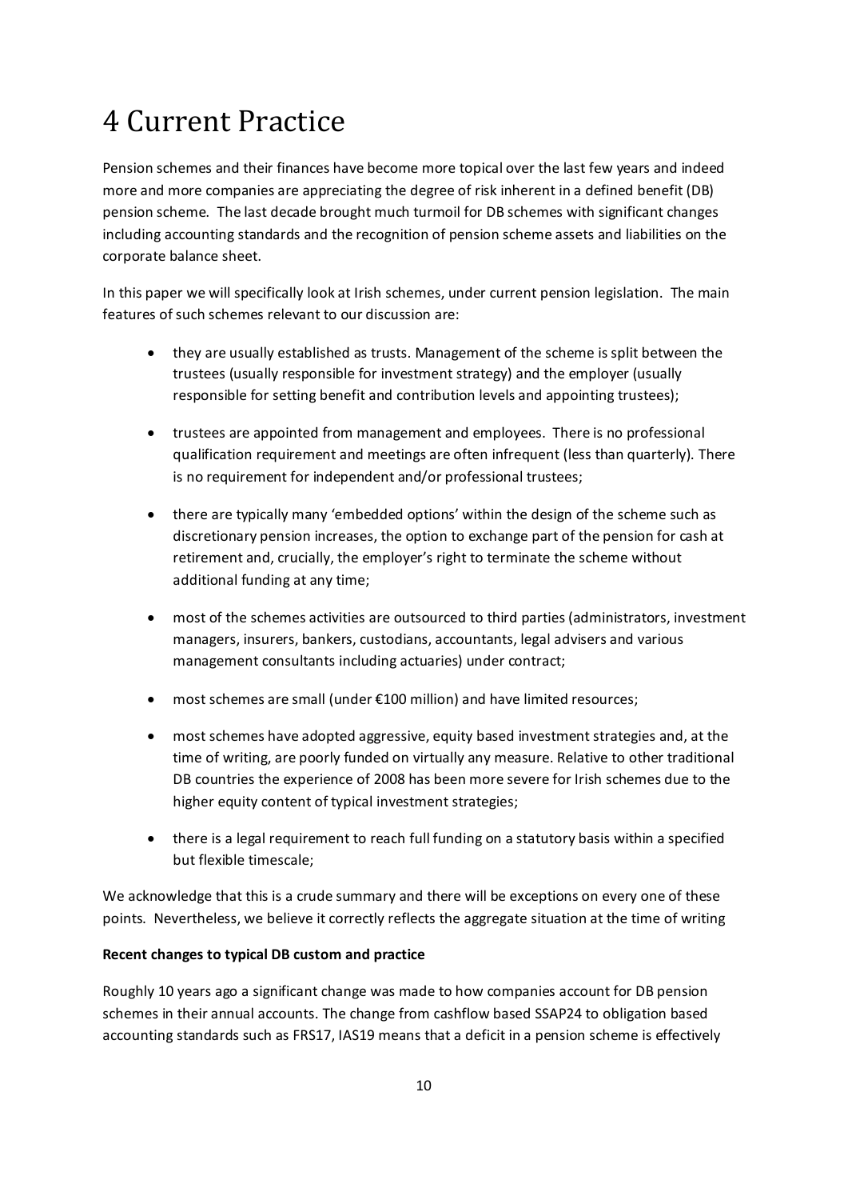# 4 Current Practice

Pension schemes and their finances have become more topical over the last few years and indeed more and more companies are appreciating the degree of risk inherent in a defined benefit (DB) pension scheme. The last decade brought much turmoil for DB schemes with significant changes including accounting standards and the recognition of pension scheme assets and liabilities on the corporate balance sheet.

In this paper we will specifically look at Irish schemes, under current pension legislation. The main features of such schemes relevant to our discussion are:

- they are usually established as trusts. Management of the scheme is split between the trustees (usually responsible for investment strategy) and the employer (usually responsible for setting benefit and contribution levels and appointing trustees);
- trustees are appointed from management and employees. There is no professional qualification requirement and meetings are often infrequent (less than quarterly). There is no requirement for independent and/or professional trustees;
- there are typically many 'embedded options' within the design of the scheme such as discretionary pension increases, the option to exchange part of the pension for cash at retirement and, crucially, the employer's right to terminate the scheme without additional funding at any time;
- most of the schemes activities are outsourced to third parties (administrators, investment managers, insurers, bankers, custodians, accountants, legal advisers and various management consultants including actuaries) under contract;
- most schemes are small (under €100 million) and have limited resources;
- most schemes have adopted aggressive, equity based investment strategies and, at the time of writing, are poorly funded on virtually any measure. Relative to other traditional DB countries the experience of 2008 has been more severe for Irish schemes due to the higher equity content of typical investment strategies;
- there is a legal requirement to reach full funding on a statutory basis within a specified but flexible timescale;

We acknowledge that this is a crude summary and there will be exceptions on every one of these points. Nevertheless, we believe it correctly reflects the aggregate situation at the time of writing

**Recent changes to typical DB custom and practice**

Roughly 10 years ago a significant change was made to how companies account for DB pension schemes in their annual accounts. The change from cashflow based SSAP24 to obligation based accounting standards such as FRS17, IAS19 means that a deficit in a pension scheme is effectively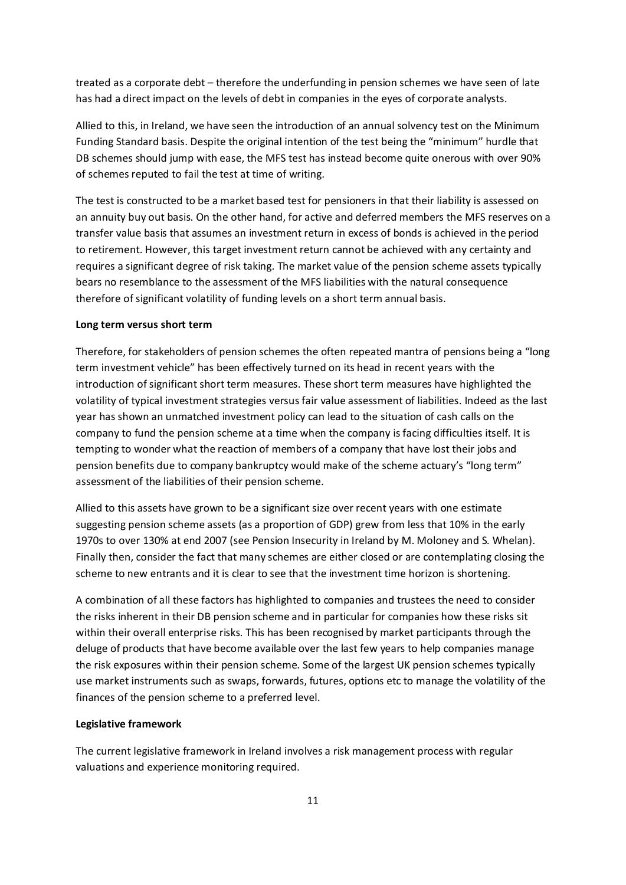treated as a corporate debt – therefore the underfunding in pension schemes we have seen of late has had a direct impact on the levels of debt in companies in the eyes of corporate analysts.

Allied to this, in Ireland, we have seen the introduction of an annual solvency test on the Minimum Funding Standard basis. Despite the original intention of the test being the "minimum" hurdle that DB schemes should jump with ease, the MFS test has instead become quite onerous with over 90% of schemes reputed to fail the test at time of writing.

The test is constructed to be a market based test for pensioners in that their liability is assessed on an annuity buy out basis. On the other hand, for active and deferred members the MFS reserves on a transfer value basis that assumes an investment return in excess of bonds is achieved in the period to retirement. However, this target investment return cannot be achieved with any certainty and requires a significant degree of risk taking. The market value of the pension scheme assets typically bears no resemblance to the assessment of the MFS liabilities with the natural consequence therefore of significant volatility of funding levels on a short term annual basis.

**Long term versus short term**

Therefore, for stakeholders of pension schemes the often repeated mantra of pensions being a "long term investment vehicle" has been effectively turned on its head in recent years with the introduction of significant short term measures. These short term measures have highlighted the volatility of typical investment strategies versus fair value assessment of liabilities. Indeed as the last year has shown an unmatched investment policy can lead to the situation of cash calls on the company to fund the pension scheme at a time when the company is facing difficulties itself. It is tempting to wonder what the reaction of members of a company that have lost their jobs and pension benefits due to company bankruptcy would make of the scheme actuary's "long term" assessment of the liabilities of their pension scheme.

Allied to this assets have grown to be a significant size over recent years with one estimate suggesting pension scheme assets (as a proportion of GDP) grew from less that 10% in the early 1970s to over 130% at end 2007 (see Pension Insecurity in Ireland by M. Moloney and S. Whelan). Finally then, consider the fact that many schemes are either closed or are contemplating closing the scheme to new entrants and it is clear to see that the investment time horizon is shortening.

A combination of all these factors has highlighted to companies and trustees the need to consider the risks inherent in their DB pension scheme and in particular for companies how these risks sit within their overall enterprise risks. This has been recognised by market participants through the deluge of products that have become available over the last few years to help companies manage the risk exposures within their pension scheme. Some of the largest UK pension schemes typically use market instruments such as swaps, forwards, futures, options etc to manage the volatility of the finances of the pension scheme to a preferred level.

**Legislative framework**

The current legislative framework in Ireland involves a risk management process with regular valuations and experience monitoring required.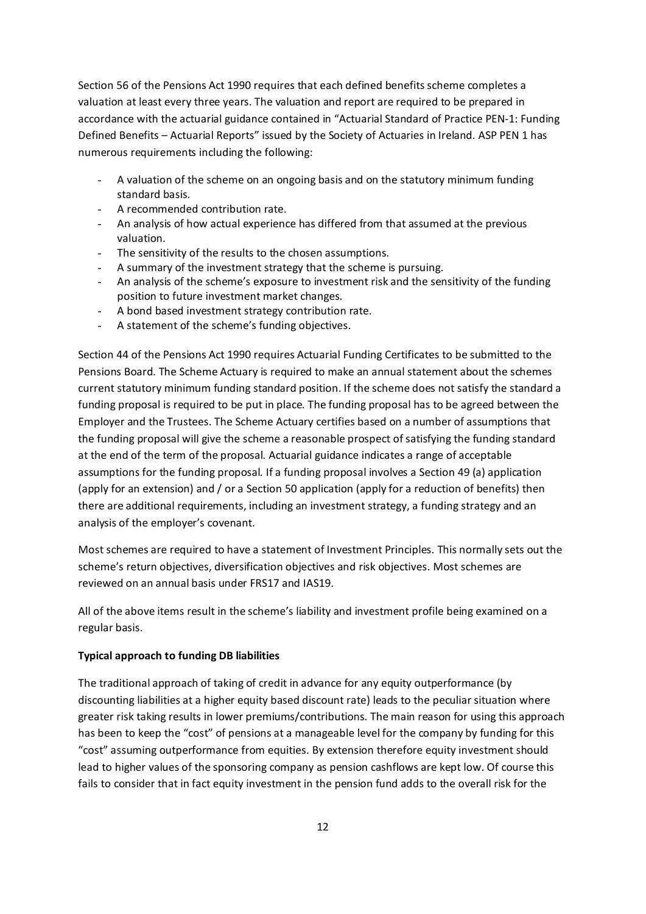Section 56 of the Pensions Act 1990 requires that each defined benefits scheme completes a valuation at least every three years. The valuation and report are required to be prepared in accordance with the actuarial guidance contained in "Actuarial Standard of Practice PEN-1: Funding Defined Benefits – Actuarial Reports" issued by the Society of Actuaries in Ireland. ASP PEN 1 has numerous requirements including the following:

- A valuation of the scheme on an ongoing basis and on the statutory minimum funding standard basis.
- A recommended contribution rate.
- An analysis of how actual experience has differed from that assumed at the previous valuation.
- The sensitivity of the results to the chosen assumptions.
- A summary of the investment strategy that the scheme is pursuing.
- An analysis of the scheme's exposure to investment risk and the sensitivity of the funding position to future investment market changes.
- A bond based investment strategy contribution rate.
- A statement of the scheme's funding objectives.

Section 44 of the Pensions Act 1990 requires Actuarial Funding Certificates to be submitted to the Pensions Board. The Scheme Actuary is required to make an annual statement about the schemes current statutory minimum funding standard position. If the scheme does not satisfy the standard a funding proposal is required to be put in place. The funding proposal has to be agreed between the Employer and the Trustees. The Scheme Actuary certifies based on a number of assumptions that the funding proposal will give the scheme a reasonable prospect of satisfying the funding standard at the end of the term of the proposal. Actuarial guidance indicates a range of acceptable assumptions for the funding proposal. If a funding proposal involves a Section 49 (a) application (apply for an extension) and / or a Section 50 application (apply for a reduction of benefits) then there are additional requirements, including an investment strategy, a funding strategy and an analysis of the employer's covenant.

Most schemes are required to have a statement of Investment Principles. This normally sets out the scheme's return objectives, diversification objectives and risk objectives. Most schemes are reviewed on an annual basis under FRS17 and IAS19.

All of the above items result in the scheme's liability and investment profile being examined on a regular basis.

**Typical approach to funding DB liabilities**

The traditional approach of taking of credit in advance for any equity outperformance (by discounting liabilities at a higher equity based discount rate) leads to the peculiar situation where greater risk taking results in lower premiums/contributions. The main reason for using this approach has been to keep the "cost" of pensions at a manageable level for the company by funding for this "cost" assuming outperformance from equities. By extension therefore equity investment should lead to higher values of the sponsoring company as pension cashflows are kept low. Of course this fails to consider that in fact equity investment in the pension fund adds to the overall risk for the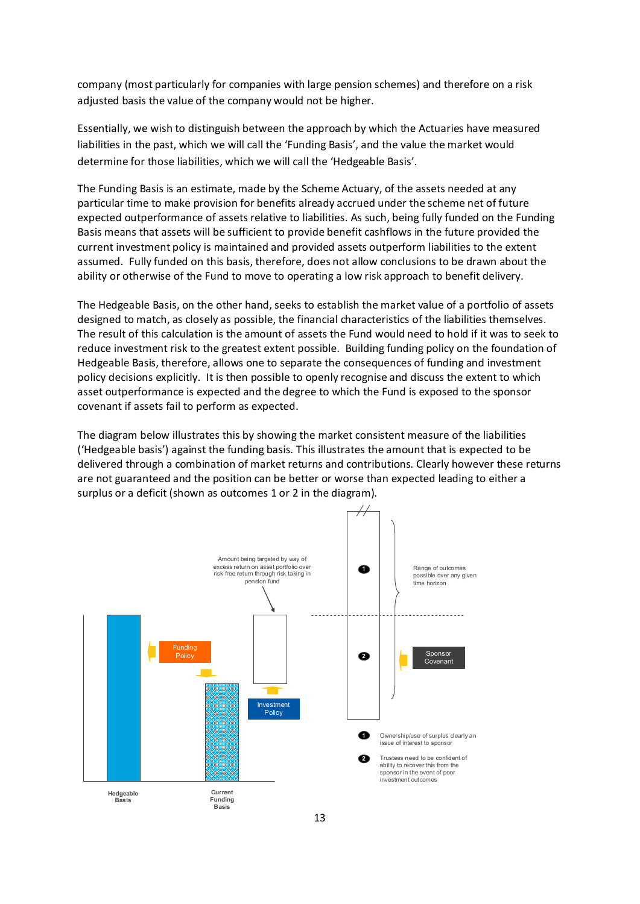company (most particularly for companies with large pension schemes) and therefore on a risk adjusted basis the value of the company would not be higher.

Essentially, we wish to distinguish between the approach by which the Actuaries have measured liabilities in the past, which we will call the 'Funding Basis', and the value the market would determine for those liabilities, which we will call the 'Hedgeable Basis'.

The Funding Basis is an estimate, made by the Scheme Actuary, of the assets needed at any particular time to make provision for benefits already accrued under the scheme net of future expected outperformance of assets relative to liabilities. As such, being fully funded on the Funding Basis means that assets will be sufficient to provide benefit cashflows in the future provided the current investment policy is maintained and provided assets outperform liabilities to the extent assumed. Fully funded on this basis, therefore, does not allow conclusions to be drawn about the ability or otherwise of the Fund to move to operating a low risk approach to benefit delivery.

The Hedgeable Basis, on the other hand, seeks to establish the market value of a portfolio of assets designed to match, as closely as possible, the financial characteristics of the liabilities themselves. The result of this calculation is the amount of assets the Fund would need to hold if it was to seek to reduce investment risk to the greatest extent possible. Building funding policy on the foundation of Hedgeable Basis, therefore, allows one to separate the consequences of funding and investment policy decisions explicitly. It is then possible to openly recognise and discuss the extent to which asset outperformance is expected and the degree to which the Fund is exposed to the sponsor covenant if assets fail to perform as expected.

The diagram below illustrates this by showing the market consistent measure of the liabilities ('Hedgeable basis') against the funding basis. This illustrates the amount that is expected to be delivered through a combination of market returns and contributions. Clearly however these returns are not guaranteed and the position can be better or worse than expected leading to either a surplus or a deficit (shown as outcomes 1 or 2 in the diagram).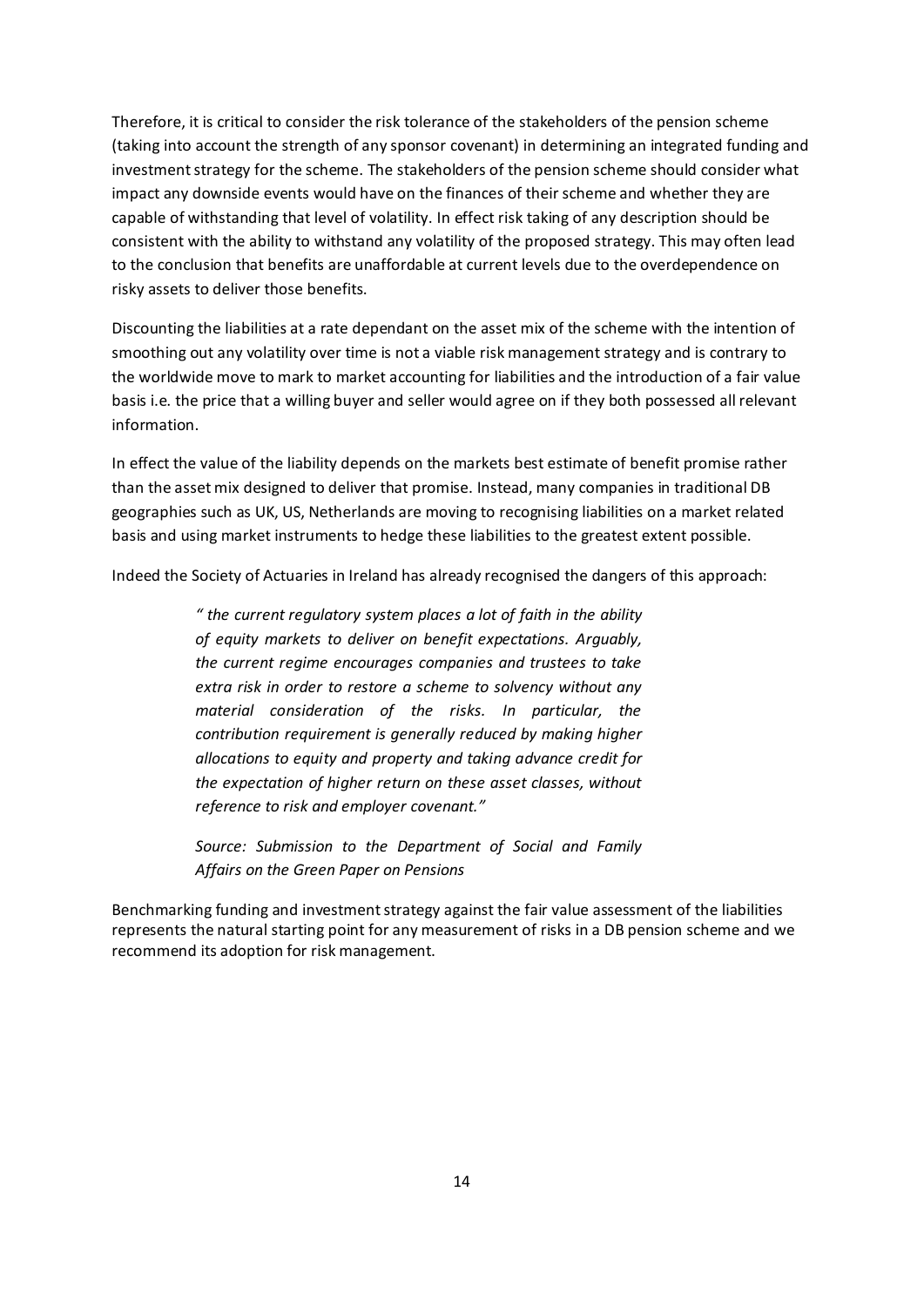Therefore, it is critical to consider the risk tolerance of the stakeholders of the pension scheme (taking into account the strength of any sponsor covenant) in determining an integrated funding and investment strategy for the scheme. The stakeholders of the pension scheme should consider what impact any downside events would have on the finances of their scheme and whether they are capable of withstanding that level of volatility. In effect risk taking of any description should be consistent with the ability to withstand any volatility of the proposed strategy. This may often lead to the conclusion that benefits are unaffordable at current levels due to the overdependence on risky assets to deliver those benefits.

Discounting the liabilities at a rate dependant on the asset mix of the scheme with the intention of smoothing out any volatility over time is not a viable risk management strategy and is contrary to the worldwide move to mark to market accounting for liabilities and the introduction of a fair value basis i.e. the price that a willing buyer and seller would agree on if they both possessed all relevant information.

In effect the value of the liability depends on the markets best estimate of benefit promise rather than the asset mix designed to deliver that promise. Instead, many companies in traditional DB geographies such as UK, US, Netherlands are moving to recognising liabilities on a market related basis and using market instruments to hedge these liabilities to the greatest extent possible.

Indeed the Society of Actuaries in Ireland has already recognised the dangers of this approach:

> *" the current regulatory system places a lot of faith in the ability of equity markets to deliver on benefit expectations. Arguably, the current regime encourages companies and trustees to take extra risk in order to restore a scheme to solvency without any material consideration of the risks. In particular, the contribution requirement is generally reduced by making higher allocations to equity and property and taking advance credit for the expectation of higher return on these asset classes, without reference to risk and employer covenant."*
>
> *Source: Submission to the Department of Social and Family Affairs on the Green Paper on Pensions*

Benchmarking funding and investment strategy against the fair value assessment of the liabilities represents the natural starting point for any measurement of risks in a DB pension scheme and we recommend its adoption for risk management.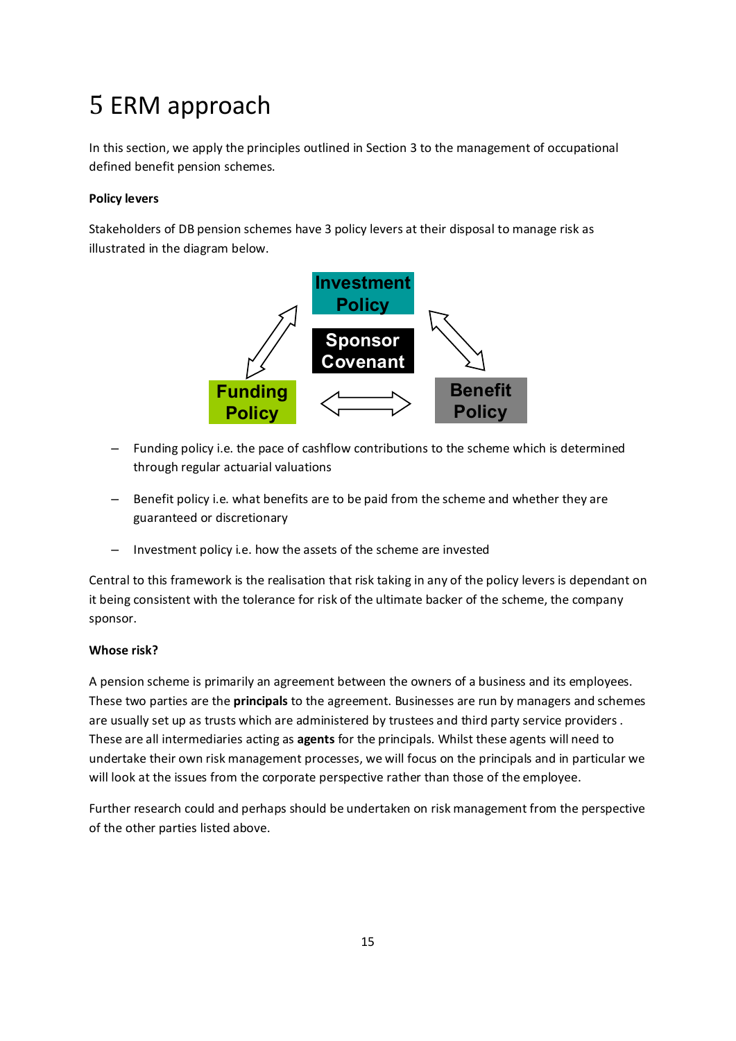# 5 ERM approach

In this section, we apply the principles outlined in Section 3 to the management of occupational defined benefit pension schemes.

**Policy levers**

Stakeholders of DB pension schemes have 3 policy levers at their disposal to manage risk as illustrated in the diagram below.

Investment Policy

Sponsor Covenant

Funding Policy

Benefit Policy

- Funding policy i.e. the pace of cashflow contributions to the scheme which is determined through regular actuarial valuations
- Benefit policy i.e. what benefits are to be paid from the scheme and whether they are guaranteed or discretionary
- Investment policy i.e. how the assets of the scheme are invested

Central to this framework is the realisation that risk taking in any of the policy levers is dependant on it being consistent with the tolerance for risk of the ultimate backer of the scheme, the company sponsor.

**Whose risk?**

A pension scheme is primarily an agreement between the owners of a business and its employees. These two parties are the **principals** to the agreement. Businesses are run by managers and schemes are usually set up as trusts which are administered by trustees and third party service providers . These are all intermediaries acting as **agents** for the principals. Whilst these agents will need to undertake their own risk management processes, we will focus on the principals and in particular we will look at the issues from the corporate perspective rather than those of the employee.

Further research could and perhaps should be undertaken on risk management from the perspective of the other parties listed above.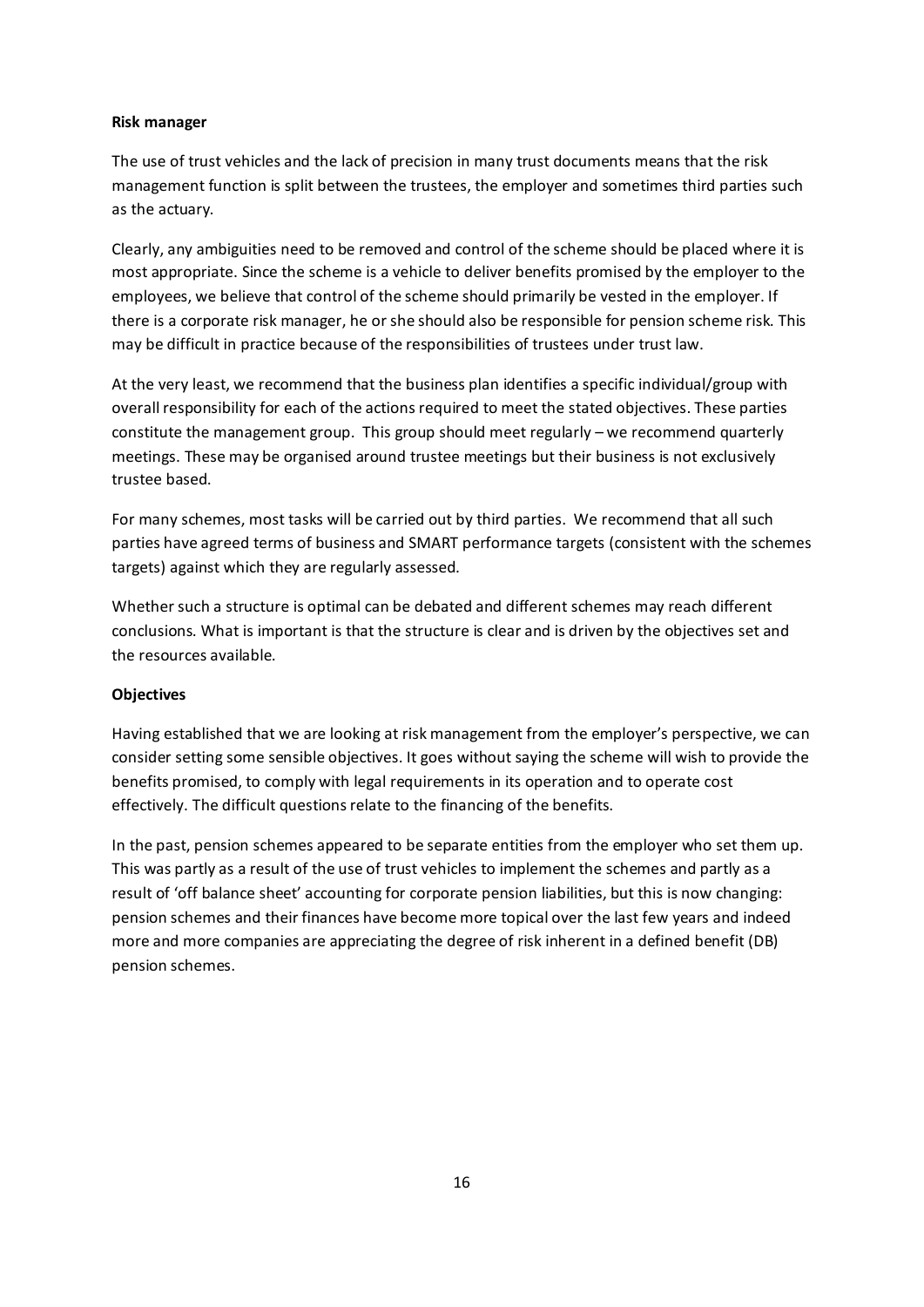**Risk manager**

The use of trust vehicles and the lack of precision in many trust documents means that the risk management function is split between the trustees, the employer and sometimes third parties such as the actuary.

Clearly, any ambiguities need to be removed and control of the scheme should be placed where it is most appropriate. Since the scheme is a vehicle to deliver benefits promised by the employer to the employees, we believe that control of the scheme should primarily be vested in the employer. If there is a corporate risk manager, he or she should also be responsible for pension scheme risk. This may be difficult in practice because of the responsibilities of trustees under trust law.

At the very least, we recommend that the business plan identifies a specific individual/group with overall responsibility for each of the actions required to meet the stated objectives. These parties constitute the management group. This group should meet regularly – we recommend quarterly meetings. These may be organised around trustee meetings but their business is not exclusively trustee based.

For many schemes, most tasks will be carried out by third parties. We recommend that all such parties have agreed terms of business and SMART performance targets (consistent with the schemes targets) against which they are regularly assessed.

Whether such a structure is optimal can be debated and different schemes may reach different conclusions. What is important is that the structure is clear and is driven by the objectives set and the resources available.

**Objectives**

Having established that we are looking at risk management from the employer's perspective, we can consider setting some sensible objectives. It goes without saying the scheme will wish to provide the benefits promised, to comply with legal requirements in its operation and to operate cost effectively. The difficult questions relate to the financing of the benefits.

In the past, pension schemes appeared to be separate entities from the employer who set them up. This was partly as a result of the use of trust vehicles to implement the schemes and partly as a result of 'off balance sheet' accounting for corporate pension liabilities, but this is now changing: pension schemes and their finances have become more topical over the last few years and indeed more and more companies are appreciating the degree of risk inherent in a defined benefit (DB) pension schemes.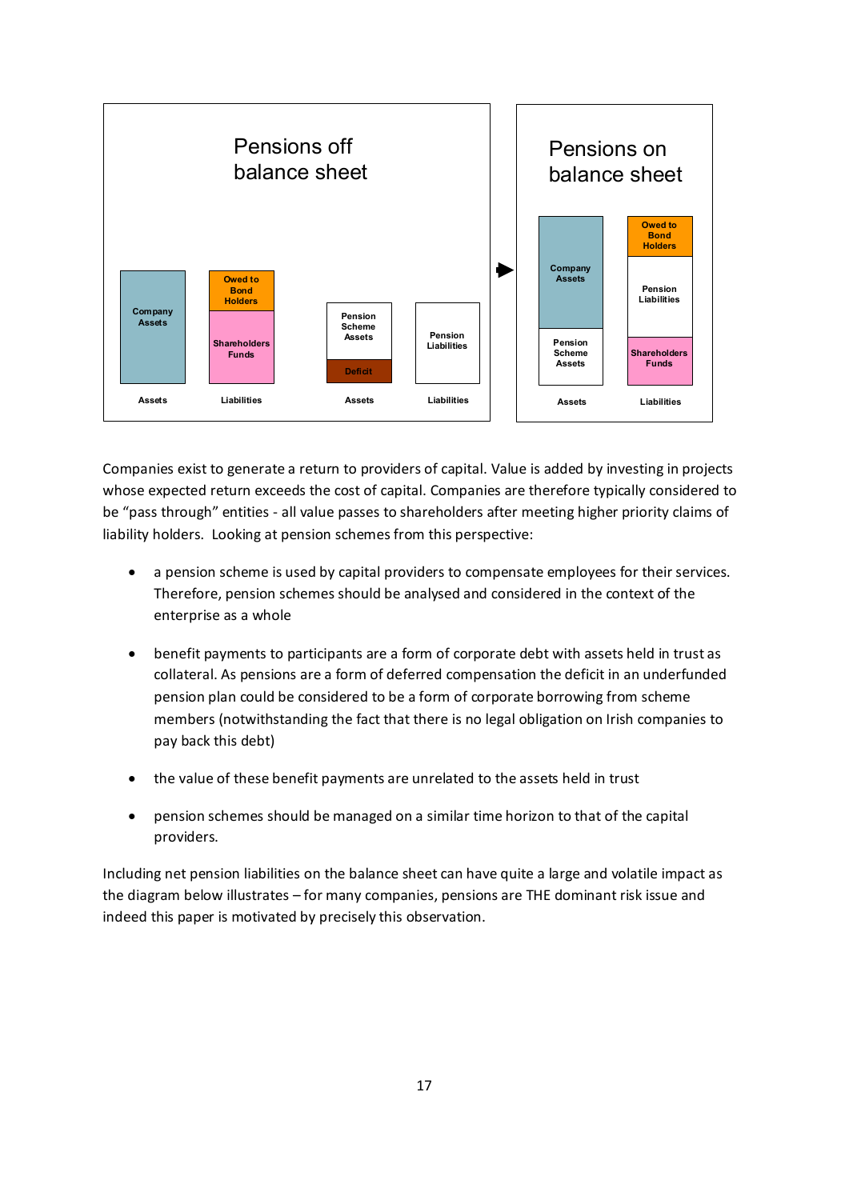Companies exist to generate a return to providers of capital. Value is added by investing in projects whose expected return exceeds the cost of capital. Companies are therefore typically considered to be "pass through" entities - all value passes to shareholders after meeting higher priority claims of liability holders. Looking at pension schemes from this perspective:

- a pension scheme is used by capital providers to compensate employees for their services. Therefore, pension schemes should be analysed and considered in the context of the enterprise as a whole
- benefit payments to participants are a form of corporate debt with assets held in trust as collateral. As pensions are a form of deferred compensation the deficit in an underfunded pension plan could be considered to be a form of corporate borrowing from scheme members (notwithstanding the fact that there is no legal obligation on Irish companies to pay back this debt)
- the value of these benefit payments are unrelated to the assets held in trust
- pension schemes should be managed on a similar time horizon to that of the capital providers.

Including net pension liabilities on the balance sheet can have quite a large and volatile impact as the diagram below illustrates – for many companies, pensions are THE dominant risk issue and indeed this paper is motivated by precisely this observation.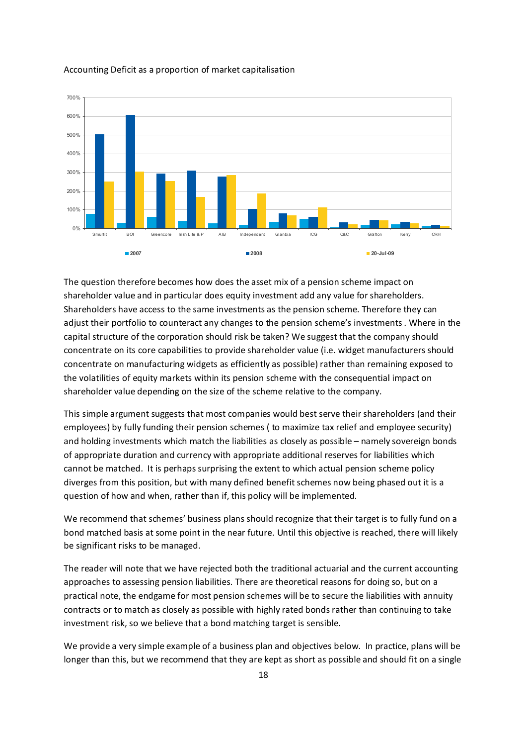Accounting Deficit as a proportion of market capitalisation

The question therefore becomes how does the asset mix of a pension scheme impact on shareholder value and in particular does equity investment add any value for shareholders. Shareholders have access to the same investments as the pension scheme. Therefore they can adjust their portfolio to counteract any changes to the pension scheme's investments . Where in the capital structure of the corporation should risk be taken? We suggest that the company should concentrate on its core capabilities to provide shareholder value (i.e. widget manufacturers should concentrate on manufacturing widgets as efficiently as possible) rather than remaining exposed to the volatilities of equity markets within its pension scheme with the consequential impact on shareholder value depending on the size of the scheme relative to the company.

This simple argument suggests that most companies would best serve their shareholders (and their employees) by fully funding their pension schemes ( to maximize tax relief and employee security) and holding investments which match the liabilities as closely as possible – namely sovereign bonds of appropriate duration and currency with appropriate additional reserves for liabilities which cannot be matched. It is perhaps surprising the extent to which actual pension scheme policy diverges from this position, but with many defined benefit schemes now being phased out it is a question of how and when, rather than if, this policy will be implemented.

We recommend that schemes' business plans should recognize that their target is to fully fund on a bond matched basis at some point in the near future. Until this objective is reached, there will likely be significant risks to be managed.

The reader will note that we have rejected both the traditional actuarial and the current accounting approaches to assessing pension liabilities. There are theoretical reasons for doing so, but on a practical note, the endgame for most pension schemes will be to secure the liabilities with annuity contracts or to match as closely as possible with highly rated bonds rather than continuing to take investment risk, so we believe that a bond matching target is sensible.

We provide a very simple example of a business plan and objectives below. In practice, plans will be longer than this, but we recommend that they are kept as short as possible and should fit on a single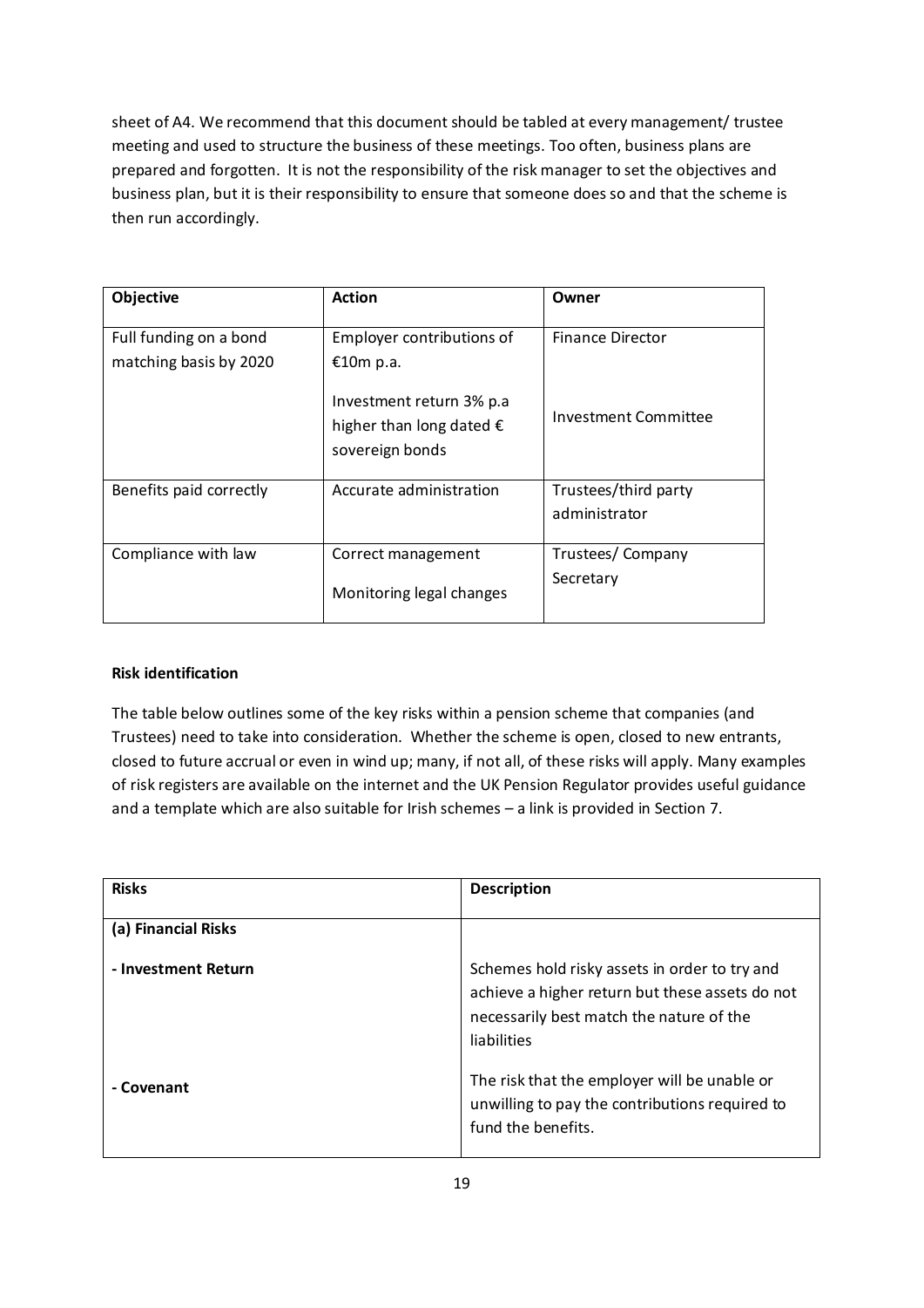sheet of A4. We recommend that this document should be tabled at every management/ trustee meeting and used to structure the business of these meetings. Too often, business plans are prepared and forgotten. It is not the responsibility of the risk manager to set the objectives and business plan, but it is their responsibility to ensure that someone does so and that the scheme is then run accordingly.

| Objective | Action | Owner |
|---|---|---|
| Full funding on a bond matching basis by 2020 | Employer contributions of €10m p.a.<br><br>Investment return 3% p.a higher than long dated € sovereign bonds | Finance Director<br><br>Investment Committee |
| Benefits paid correctly | Accurate administration | Trustees/third party administrator |
| Compliance with law | Correct management<br><br>Monitoring legal changes | Trustees/ Company Secretary |

**Risk identification**

The table below outlines some of the key risks within a pension scheme that companies (and Trustees) need to take into consideration. Whether the scheme is open, closed to new entrants, closed to future accrual or even in wind up; many, if not all, of these risks will apply. Many examples of risk registers are available on the internet and the UK Pension Regulator provides useful guidance and a template which are also suitable for Irish schemes – a link is provided in Section 7.

| Risks | Description |
|---|---|
| **(a) Financial Risks** | |
| **- Investment Return** | Schemes hold risky assets in order to try and achieve a higher return but these assets do not necessarily best match the nature of the liabilities |
| **- Covenant** | The risk that the employer will be unable or unwilling to pay the contributions required to fund the benefits. |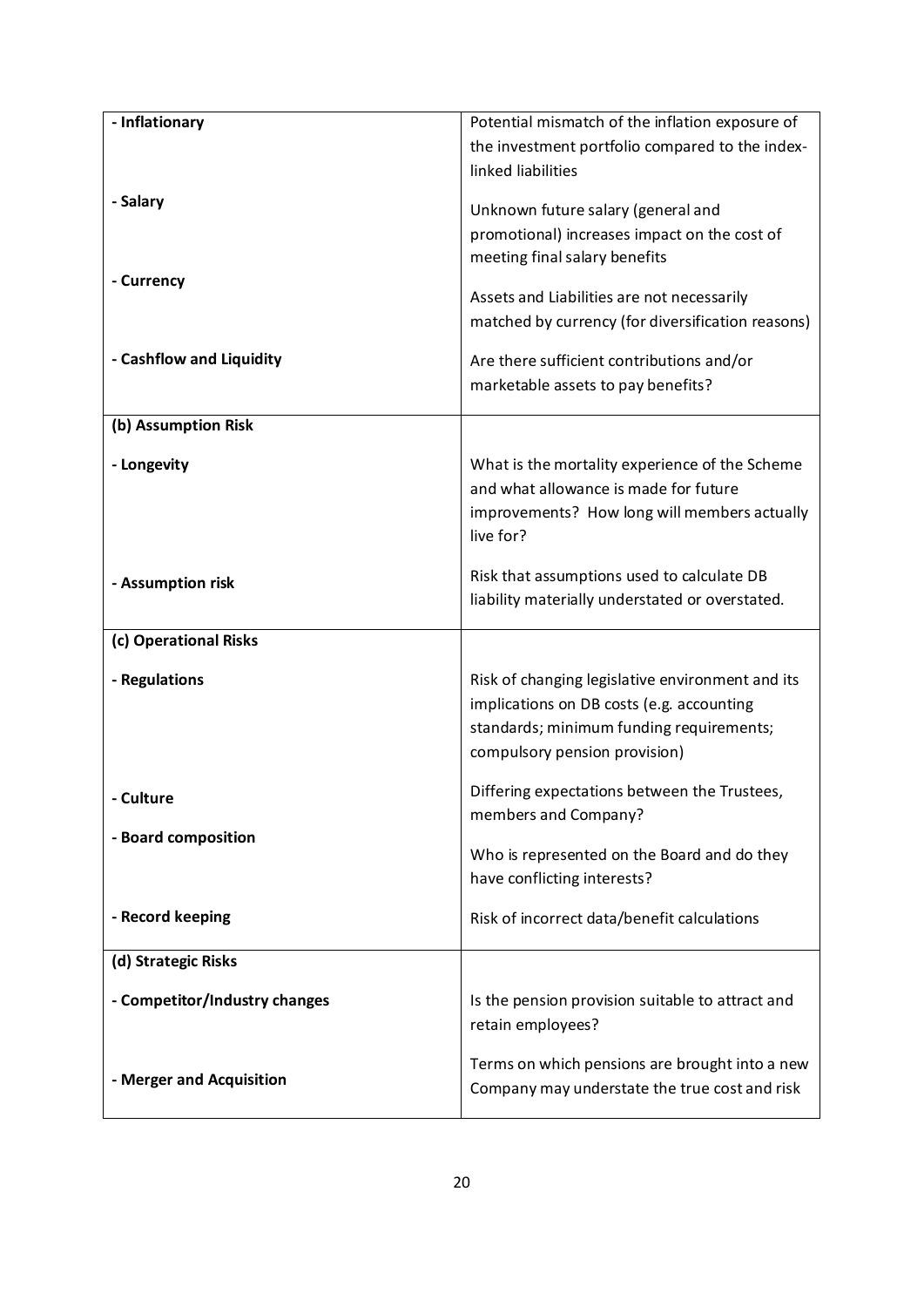| | |
|---|---|
| **- Inflationary** | Potential mismatch of the inflation exposure of the investment portfolio compared to the index-linked liabilities |
| **- Salary** | Unknown future salary (general and promotional) increases impact on the cost of meeting final salary benefits |
| **- Currency** | Assets and Liabilities are not necessarily matched by currency (for diversification reasons) |
| **- Cashflow and Liquidity** | Are there sufficient contributions and/or marketable assets to pay benefits? |
| **(b) Assumption Risk** | |
| **- Longevity** | What is the mortality experience of the Scheme and what allowance is made for future improvements? How long will members actually live for? |
| **- Assumption risk** | Risk that assumptions used to calculate DB liability materially understated or overstated. |
| **(c) Operational Risks** | |
| **- Regulations** | Risk of changing legislative environment and its implications on DB costs (e.g. accounting standards; minimum funding requirements; compulsory pension provision) |
| **- Culture** | Differing expectations between the Trustees, members and Company? |
| **- Board composition** | Who is represented on the Board and do they have conflicting interests? |
| **- Record keeping** | Risk of incorrect data/benefit calculations |
| **(d) Strategic Risks** | |
| **- Competitor/Industry changes** | Is the pension provision suitable to attract and retain employees? |
| **- Merger and Acquisition** | Terms on which pensions are brought into a new Company may understate the true cost and risk |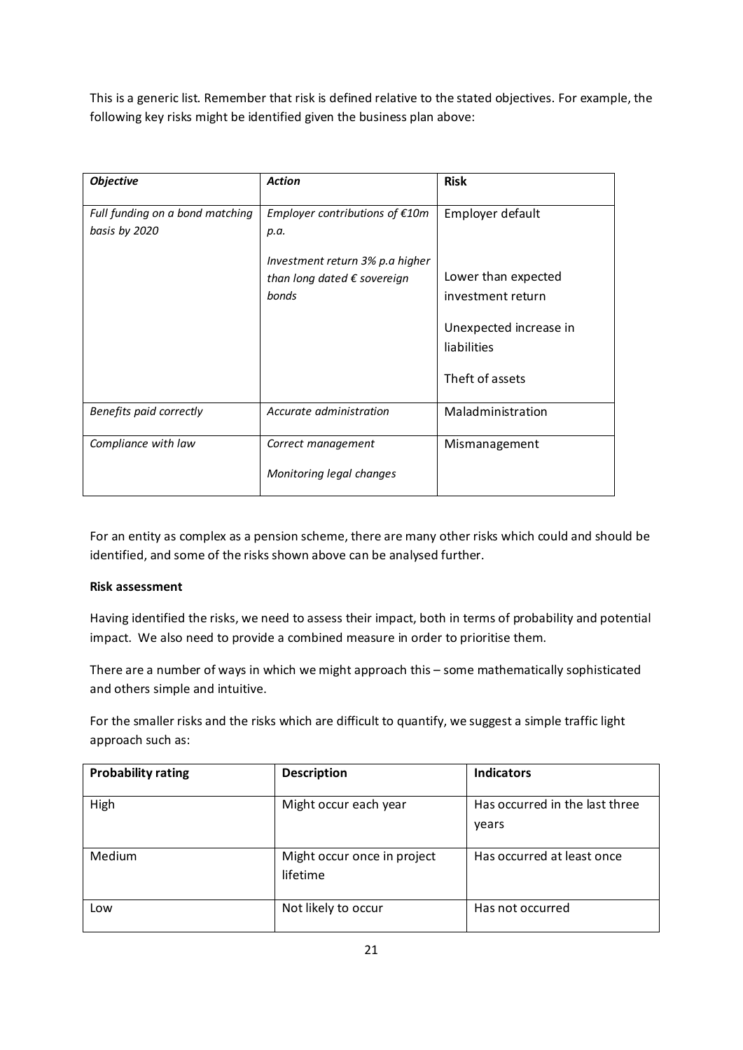This is a generic list. Remember that risk is defined relative to the stated objectives. For example, the following key risks might be identified given the business plan above:

| *Objective* | *Action* | **Risk** |
|---|---|---|
| *Full funding on a bond matching basis by 2020* | *Employer contributions of €10m p.a.*<br><br>*Investment return 3% p.a higher than long dated € sovereign bonds* | Employer default<br><br>Lower than expected investment return<br><br>Unexpected increase in liabilities<br><br>Theft of assets |
| *Benefits paid correctly* | *Accurate administration* | Maladministration |
| *Compliance with law* | *Correct management*<br><br>*Monitoring legal changes* | Mismanagement |

For an entity as complex as a pension scheme, there are many other risks which could and should be identified, and some of the risks shown above can be analysed further.

**Risk assessment**

Having identified the risks, we need to assess their impact, both in terms of probability and potential impact. We also need to provide a combined measure in order to prioritise them.

There are a number of ways in which we might approach this – some mathematically sophisticated and others simple and intuitive.

For the smaller risks and the risks which are difficult to quantify, we suggest a simple traffic light approach such as:

| **Probability rating** | **Description** | **Indicators** |
|---|---|---|
| High | Might occur each year | Has occurred in the last three years |
| Medium | Might occur once in project lifetime | Has occurred at least once |
| Low | Not likely to occur | Has not occurred |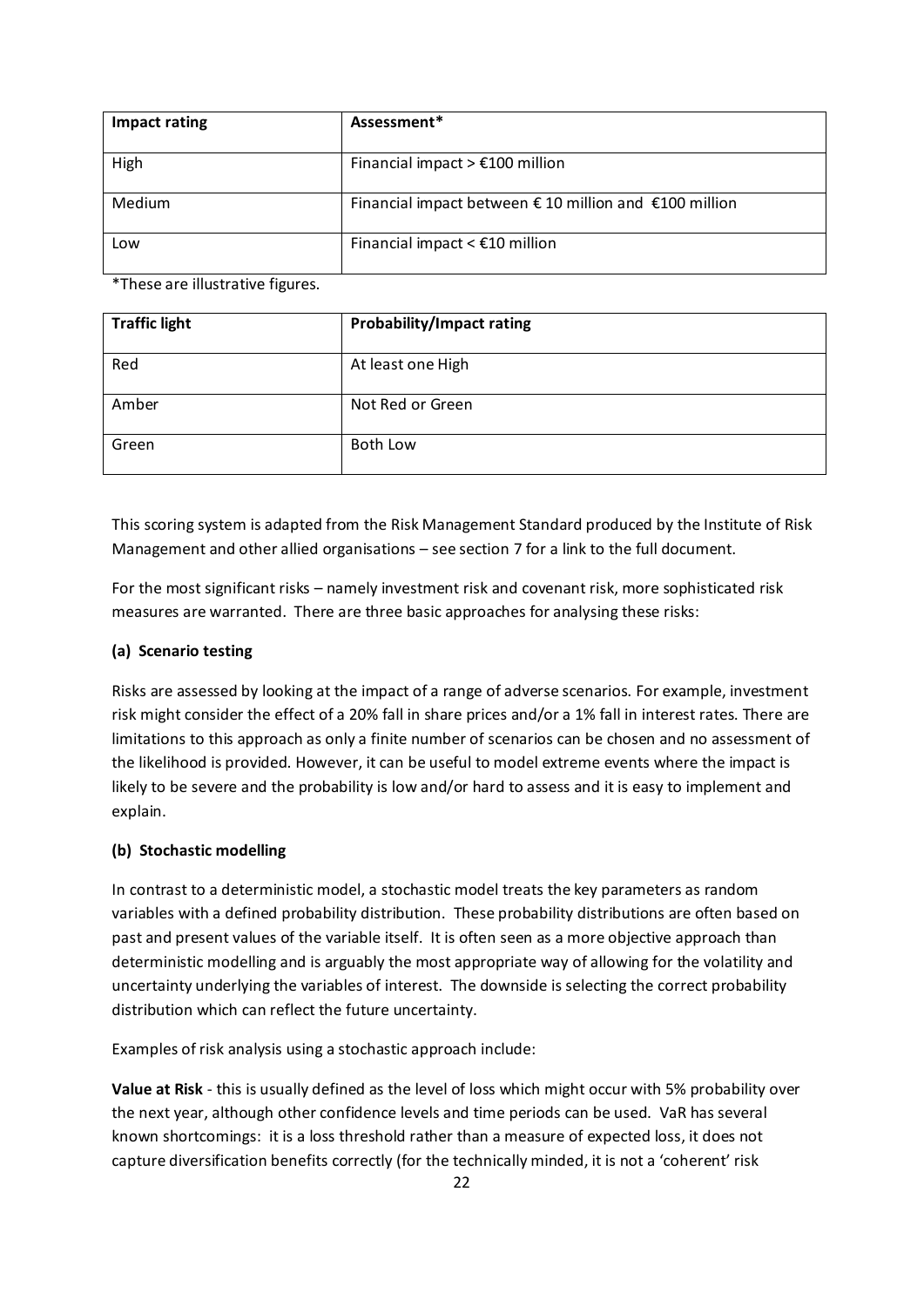| Impact rating | Assessment* |
|---|---|
| High | Financial impact > €100 million |
| Medium | Financial impact between € 10 million and €100 million |
| Low | Financial impact < €10 million |

*These are illustrative figures.

| Traffic light | Probability/Impact rating |
|---|---|
| Red | At least one High |
| Amber | Not Red or Green |
| Green | Both Low |

This scoring system is adapted from the Risk Management Standard produced by the Institute of Risk Management and other allied organisations – see section 7 for a link to the full document.

For the most significant risks – namely investment risk and covenant risk, more sophisticated risk measures are warranted. There are three basic approaches for analysing these risks:

**(a) Scenario testing**

Risks are assessed by looking at the impact of a range of adverse scenarios. For example, investment risk might consider the effect of a 20% fall in share prices and/or a 1% fall in interest rates. There are limitations to this approach as only a finite number of scenarios can be chosen and no assessment of the likelihood is provided. However, it can be useful to model extreme events where the impact is likely to be severe and the probability is low and/or hard to assess and it is easy to implement and explain.

**(b) Stochastic modelling**

In contrast to a deterministic model, a stochastic model treats the key parameters as random variables with a defined probability distribution. These probability distributions are often based on past and present values of the variable itself. It is often seen as a more objective approach than deterministic modelling and is arguably the most appropriate way of allowing for the volatility and uncertainty underlying the variables of interest. The downside is selecting the correct probability distribution which can reflect the future uncertainty.

Examples of risk analysis using a stochastic approach include:

**Value at Risk** - this is usually defined as the level of loss which might occur with 5% probability over the next year, although other confidence levels and time periods can be used. VaR has several known shortcomings: it is a loss threshold rather than a measure of expected loss, it does not capture diversification benefits correctly (for the technically minded, it is not a 'coherent' risk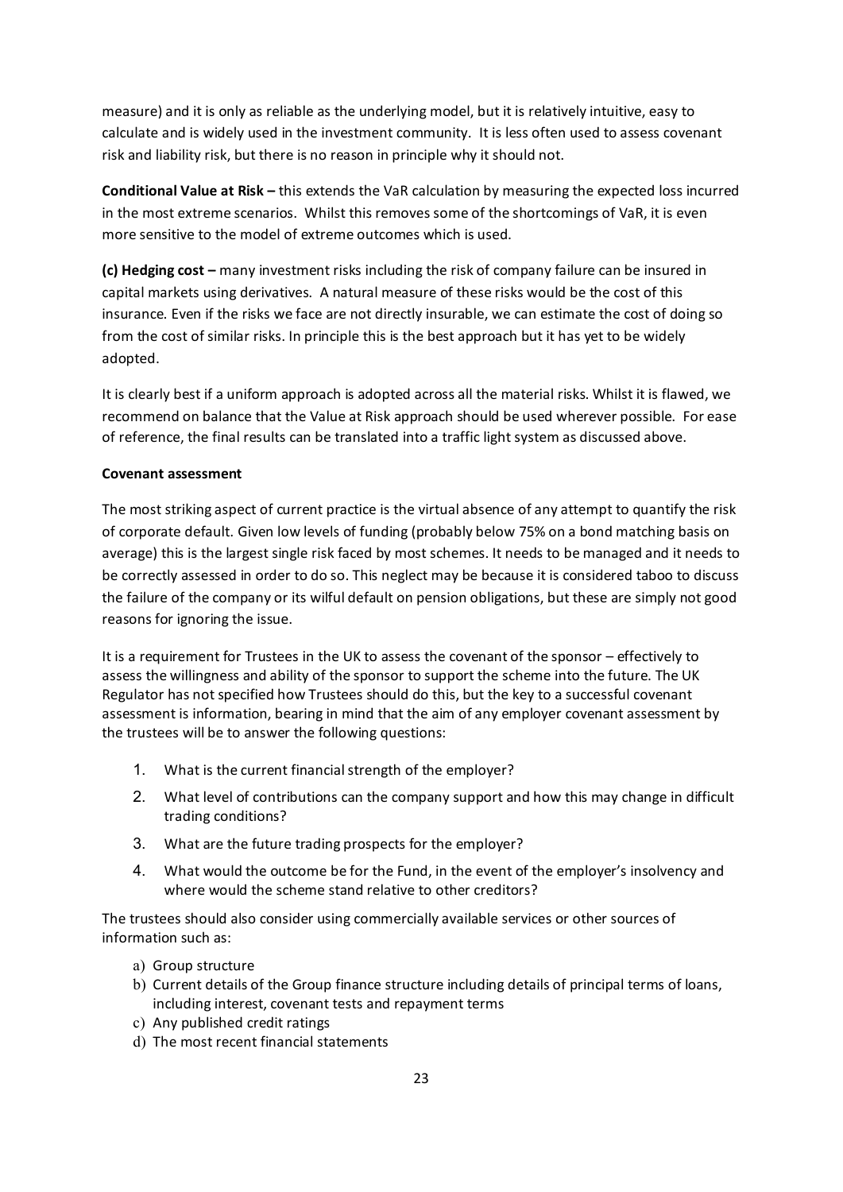measure) and it is only as reliable as the underlying model, but it is relatively intuitive, easy to calculate and is widely used in the investment community. It is less often used to assess covenant risk and liability risk, but there is no reason in principle why it should not.

**Conditional Value at Risk –** this extends the VaR calculation by measuring the expected loss incurred in the most extreme scenarios. Whilst this removes some of the shortcomings of VaR, it is even more sensitive to the model of extreme outcomes which is used.

**(c) Hedging cost –** many investment risks including the risk of company failure can be insured in capital markets using derivatives. A natural measure of these risks would be the cost of this insurance. Even if the risks we face are not directly insurable, we can estimate the cost of doing so from the cost of similar risks. In principle this is the best approach but it has yet to be widely adopted.

It is clearly best if a uniform approach is adopted across all the material risks. Whilst it is flawed, we recommend on balance that the Value at Risk approach should be used wherever possible. For ease of reference, the final results can be translated into a traffic light system as discussed above.

**Covenant assessment**

The most striking aspect of current practice is the virtual absence of any attempt to quantify the risk of corporate default. Given low levels of funding (probably below 75% on a bond matching basis on average) this is the largest single risk faced by most schemes. It needs to be managed and it needs to be correctly assessed in order to do so. This neglect may be because it is considered taboo to discuss the failure of the company or its wilful default on pension obligations, but these are simply not good reasons for ignoring the issue.

It is a requirement for Trustees in the UK to assess the covenant of the sponsor – effectively to assess the willingness and ability of the sponsor to support the scheme into the future. The UK Regulator has not specified how Trustees should do this, but the key to a successful covenant assessment is information, bearing in mind that the aim of any employer covenant assessment by the trustees will be to answer the following questions:

1. What is the current financial strength of the employer?
2. What level of contributions can the company support and how this may change in difficult trading conditions?
3. What are the future trading prospects for the employer?
4. What would the outcome be for the Fund, in the event of the employer's insolvency and where would the scheme stand relative to other creditors?

The trustees should also consider using commercially available services or other sources of information such as:

a) Group structure
b) Current details of the Group finance structure including details of principal terms of loans, including interest, covenant tests and repayment terms
c) Any published credit ratings
d) The most recent financial statements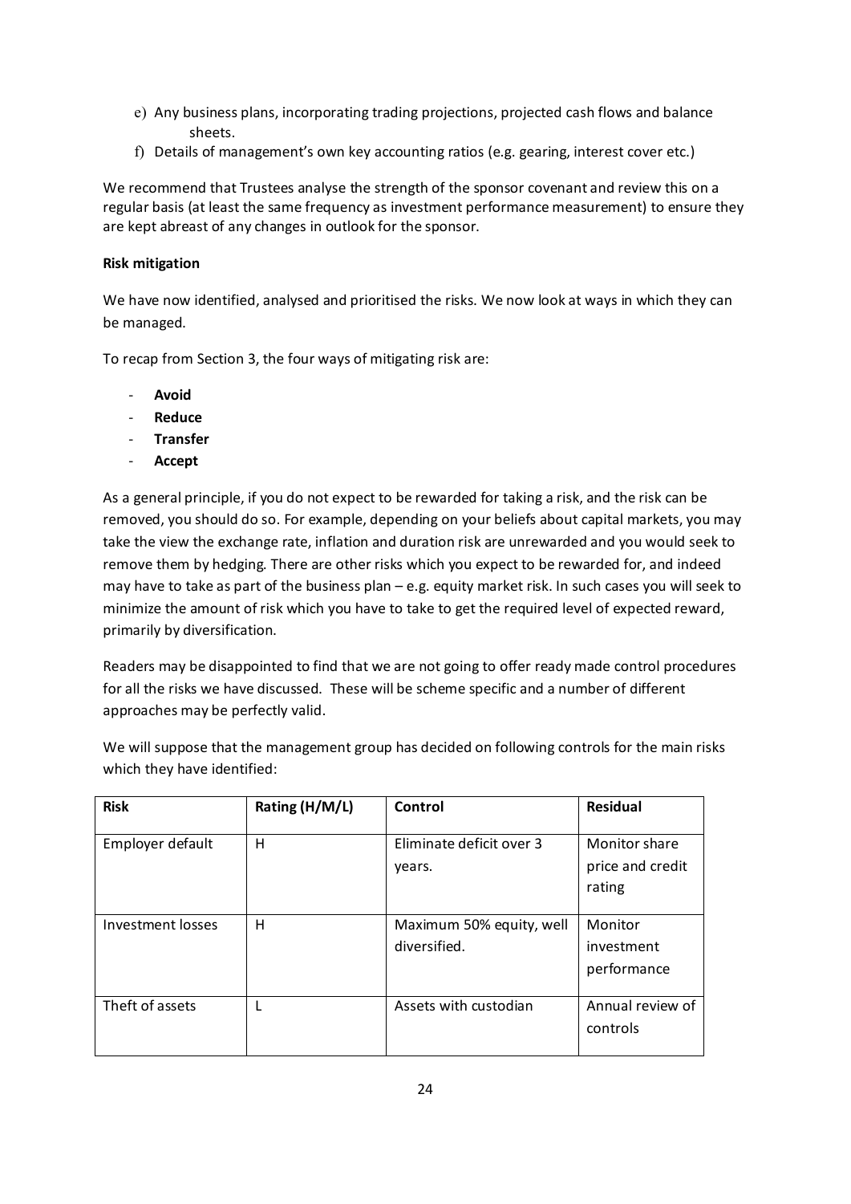e) Any business plans, incorporating trading projections, projected cash flows and balance sheets.
f) Details of management's own key accounting ratios (e.g. gearing, interest cover etc.)

We recommend that Trustees analyse the strength of the sponsor covenant and review this on a regular basis (at least the same frequency as investment performance measurement) to ensure they are kept abreast of any changes in outlook for the sponsor.

**Risk mitigation**

We have now identified, analysed and prioritised the risks. We now look at ways in which they can be managed.

To recap from Section 3, the four ways of mitigating risk are:

- **Avoid**
- **Reduce**
- **Transfer**
- **Accept**

As a general principle, if you do not expect to be rewarded for taking a risk, and the risk can be removed, you should do so. For example, depending on your beliefs about capital markets, you may take the view the exchange rate, inflation and duration risk are unrewarded and you would seek to remove them by hedging. There are other risks which you expect to be rewarded for, and indeed may have to take as part of the business plan – e.g. equity market risk. In such cases you will seek to minimize the amount of risk which you have to take to get the required level of expected reward, primarily by diversification.

Readers may be disappointed to find that we are not going to offer ready made control procedures for all the risks we have discussed. These will be scheme specific and a number of different approaches may be perfectly valid.

We will suppose that the management group has decided on following controls for the main risks which they have identified:

| **Risk** | **Rating (H/M/L)** | **Control** | **Residual** |
| --- | --- | --- | --- |
| Employer default | H | Eliminate deficit over 3 years. | Monitor share price and credit rating |
| Investment losses | H | Maximum 50% equity, well diversified. | Monitor investment performance |
| Theft of assets | L | Assets with custodian | Annual review of controls |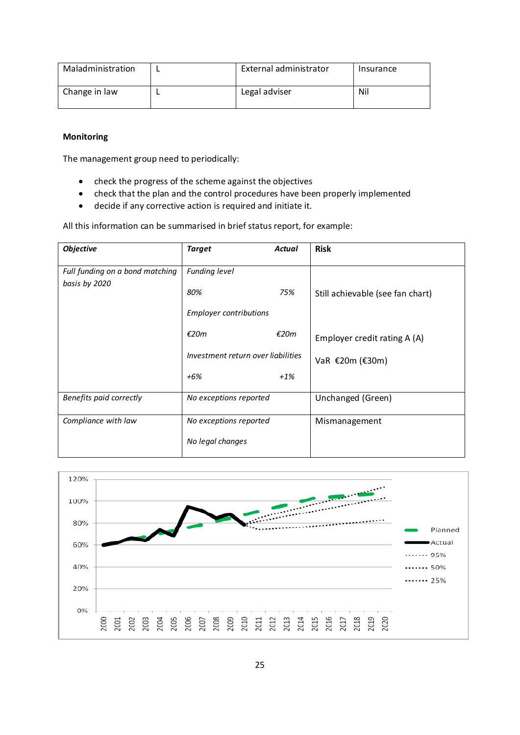| Maladministration | L | External administrator | Insurance |
|---|---|---|---|
| Change in law | L | Legal adviser | Nil |

**Monitoring**

The management group need to periodically:

- check the progress of the scheme against the objectives
- check that the plan and the control procedures have been properly implemented
- decide if any corrective action is required and initiate it.

All this information can be summarised in brief status report, for example:

| ***Objective*** | ***Target*** | ***Actual*** | **Risk** |
|---|---|---|---|
| *Full funding on a bond matching basis by 2020* | *Funding level* | | |
| | *80%* | *75%* | Still achievable (see fan chart) |
| | *Employer contributions* | | |
| | *€20m* | *€20m* | Employer credit rating A (A) |
| | *Investment return over liabilities* | | VaR €20m (€30m) |
| | *+6%* | *+1%* | |
| *Benefits paid correctly* | *No exceptions reported* | | Unchanged (Green) |
| *Compliance with law* | *No exceptions reported*<br>*No legal changes* | | Mismanagement |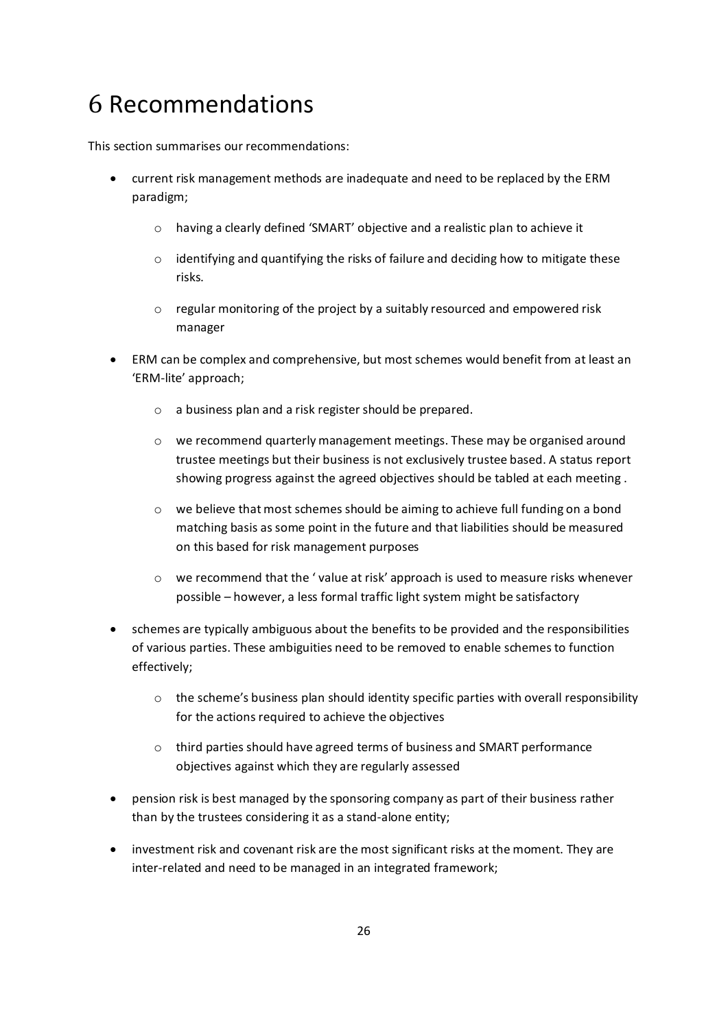# 6 Recommendations

This section summarises our recommendations:

- current risk management methods are inadequate and need to be replaced by the ERM paradigm;
    - having a clearly defined 'SMART' objective and a realistic plan to achieve it
    - identifying and quantifying the risks of failure and deciding how to mitigate these risks.
    - regular monitoring of the project by a suitably resourced and empowered risk manager
- ERM can be complex and comprehensive, but most schemes would benefit from at least an 'ERM-lite' approach;
    - a business plan and a risk register should be prepared.
    - we recommend quarterly management meetings. These may be organised around trustee meetings but their business is not exclusively trustee based. A status report showing progress against the agreed objectives should be tabled at each meeting .
    - we believe that most schemes should be aiming to achieve full funding on a bond matching basis as some point in the future and that liabilities should be measured on this based for risk management purposes
    - we recommend that the ' value at risk' approach is used to measure risks whenever possible – however, a less formal traffic light system might be satisfactory
- schemes are typically ambiguous about the benefits to be provided and the responsibilities of various parties. These ambiguities need to be removed to enable schemes to function effectively;
    - the scheme's business plan should identity specific parties with overall responsibility for the actions required to achieve the objectives
    - third parties should have agreed terms of business and SMART performance objectives against which they are regularly assessed
- pension risk is best managed by the sponsoring company as part of their business rather than by the trustees considering it as a stand-alone entity;
- investment risk and covenant risk are the most significant risks at the moment. They are inter-related and need to be managed in an integrated framework;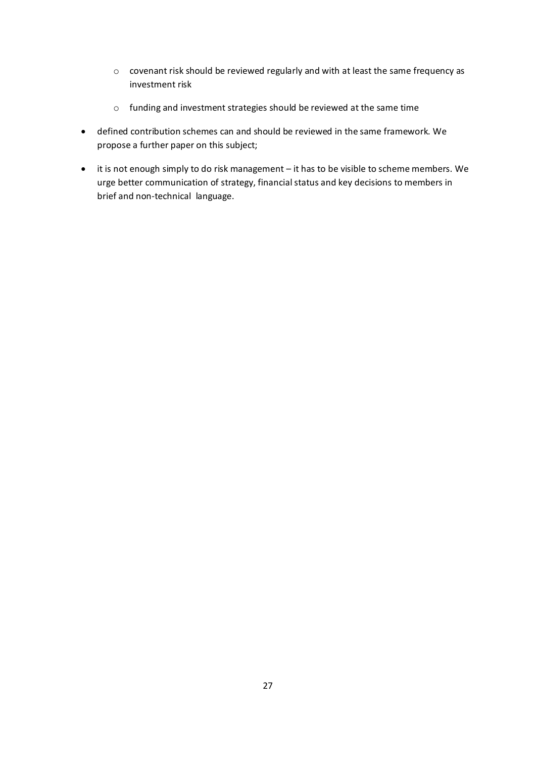- covenant risk should be reviewed regularly and with at least the same frequency as investment risk
  - funding and investment strategies should be reviewed at the same time
- defined contribution schemes can and should be reviewed in the same framework. We propose a further paper on this subject;
- it is not enough simply to do risk management – it has to be visible to scheme members. We urge better communication of strategy, financial status and key decisions to members in brief and non-technical language.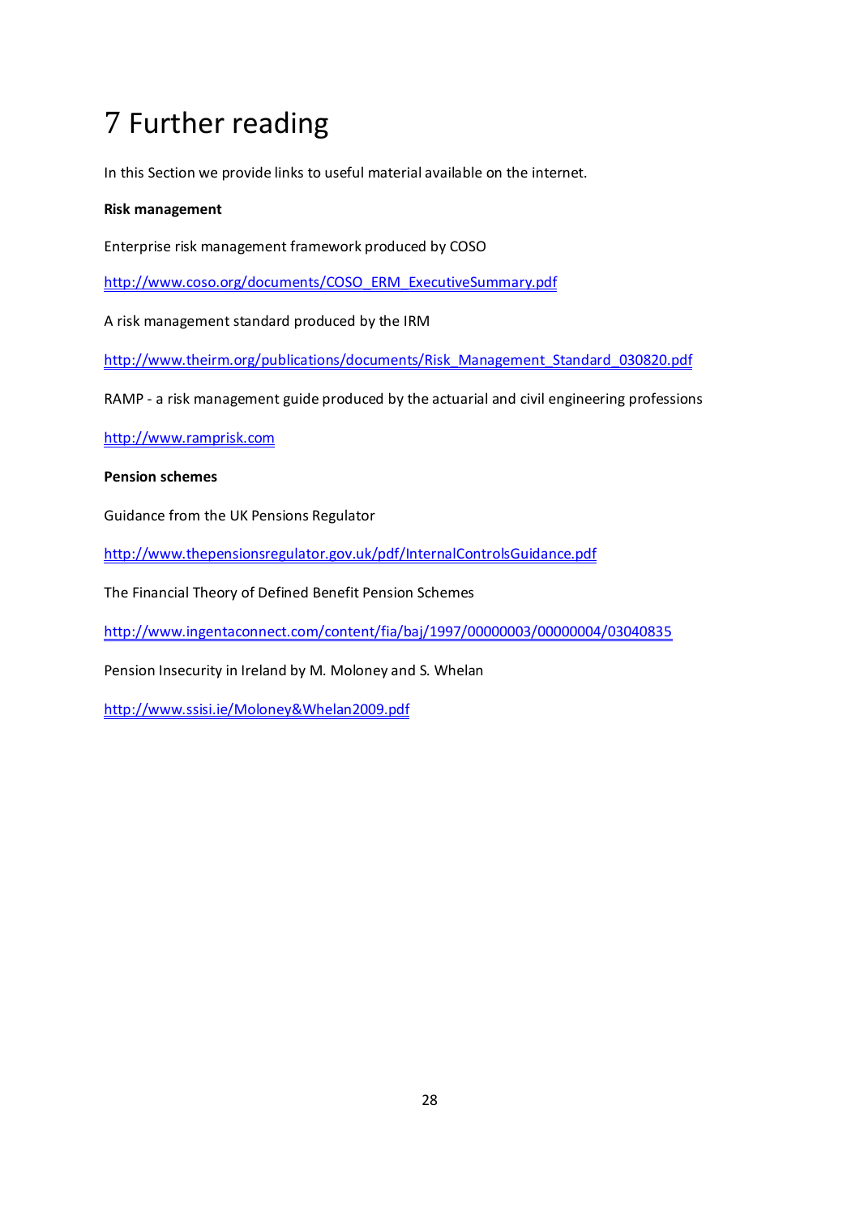# 7 Further reading

In this Section we provide links to useful material available on the internet.

**Risk management**

Enterprise risk management framework produced by COSO

http://www.coso.org/documents/COSO_ERM_ExecutiveSummary.pdf

A risk management standard produced by the IRM

http://www.theirm.org/publications/documents/Risk_Management_Standard_030820.pdf

RAMP - a risk management guide produced by the actuarial and civil engineering professions

http://www.ramprisk.com

**Pension schemes**

Guidance from the UK Pensions Regulator

http://www.thepensionsregulator.gov.uk/pdf/InternalControlsGuidance.pdf

The Financial Theory of Defined Benefit Pension Schemes

http://www.ingentaconnect.com/content/fia/baj/1997/00000003/00000004/03040835

Pension Insecurity in Ireland by M. Moloney and S. Whelan

http://www.ssisi.ie/Moloney&Whelan2009.pdf